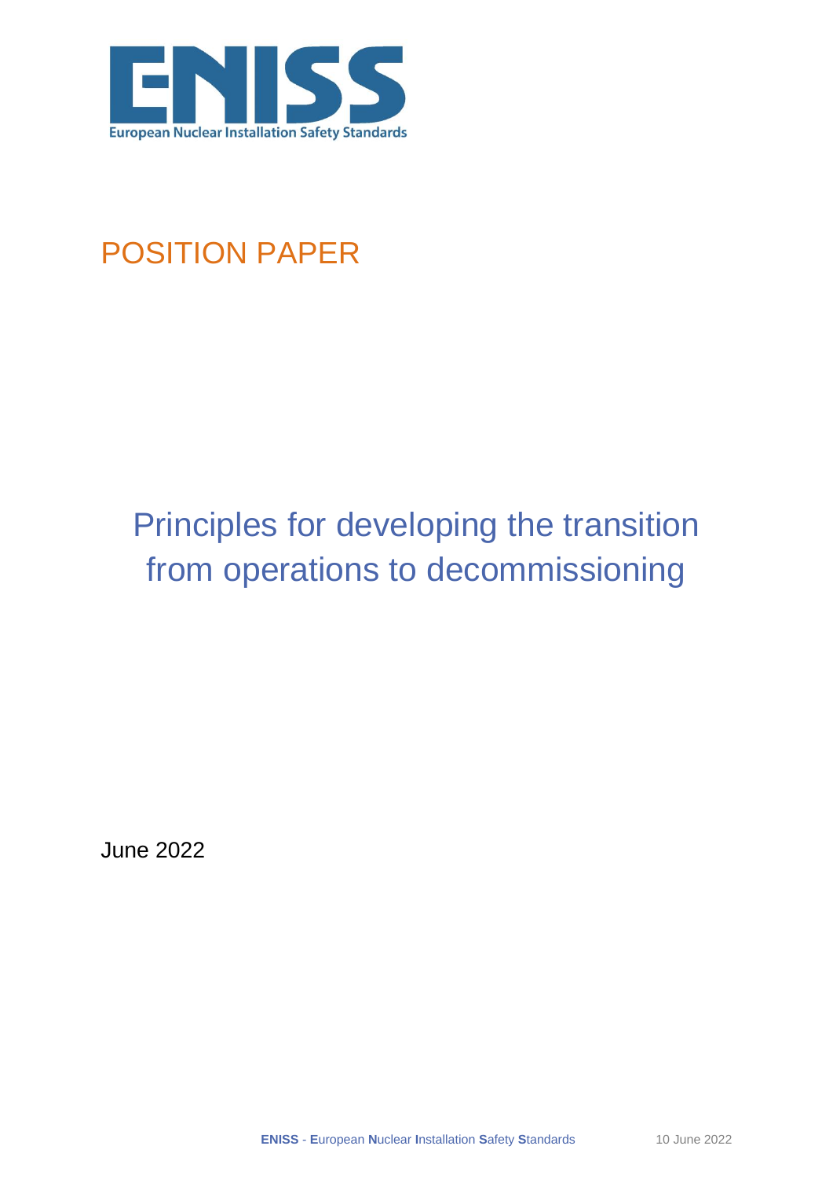ENISS

European Nuclear Installation Safety Standards

# POSITION PAPER

# Principles for developing the transition from operations to decommissioning

June 2022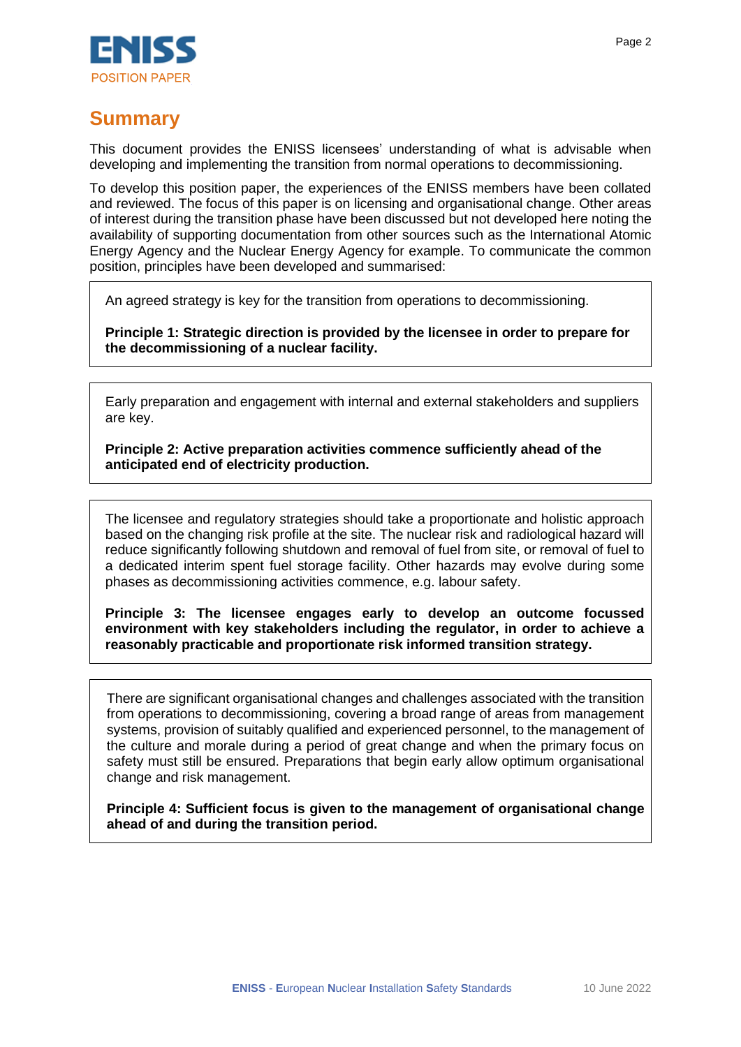## Summary

This document provides the ENISS licensees' understanding of what is advisable when developing and implementing the transition from normal operations to decommissioning.

To develop this position paper, the experiences of the ENISS members have been collated and reviewed. The focus of this paper is on licensing and organisational change. Other areas of interest during the transition phase have been discussed but not developed here noting the availability of supporting documentation from other sources such as the International Atomic Energy Agency and the Nuclear Energy Agency for example. To communicate the common position, principles have been developed and summarised:

An agreed strategy is key for the transition from operations to decommissioning.

**Principle 1: Strategic direction is provided by the licensee in order to prepare for the decommissioning of a nuclear facility.**

Early preparation and engagement with internal and external stakeholders and suppliers are key.

**Principle 2: Active preparation activities commence sufficiently ahead of the anticipated end of electricity production.**

The licensee and regulatory strategies should take a proportionate and holistic approach based on the changing risk profile at the site. The nuclear risk and radiological hazard will reduce significantly following shutdown and removal of fuel from site, or removal of fuel to a dedicated interim spent fuel storage facility. Other hazards may evolve during some phases as decommissioning activities commence, e.g. labour safety.

**Principle 3: The licensee engages early to develop an outcome focussed environment with key stakeholders including the regulator, in order to achieve a reasonably practicable and proportionate risk informed transition strategy.**

There are significant organisational changes and challenges associated with the transition from operations to decommissioning, covering a broad range of areas from management systems, provision of suitably qualified and experienced personnel, to the management of the culture and morale during a period of great change and when the primary focus on safety must still be ensured. Preparations that begin early allow optimum organisational change and risk management.

**Principle 4: Sufficient focus is given to the management of organisational change ahead of and during the transition period.**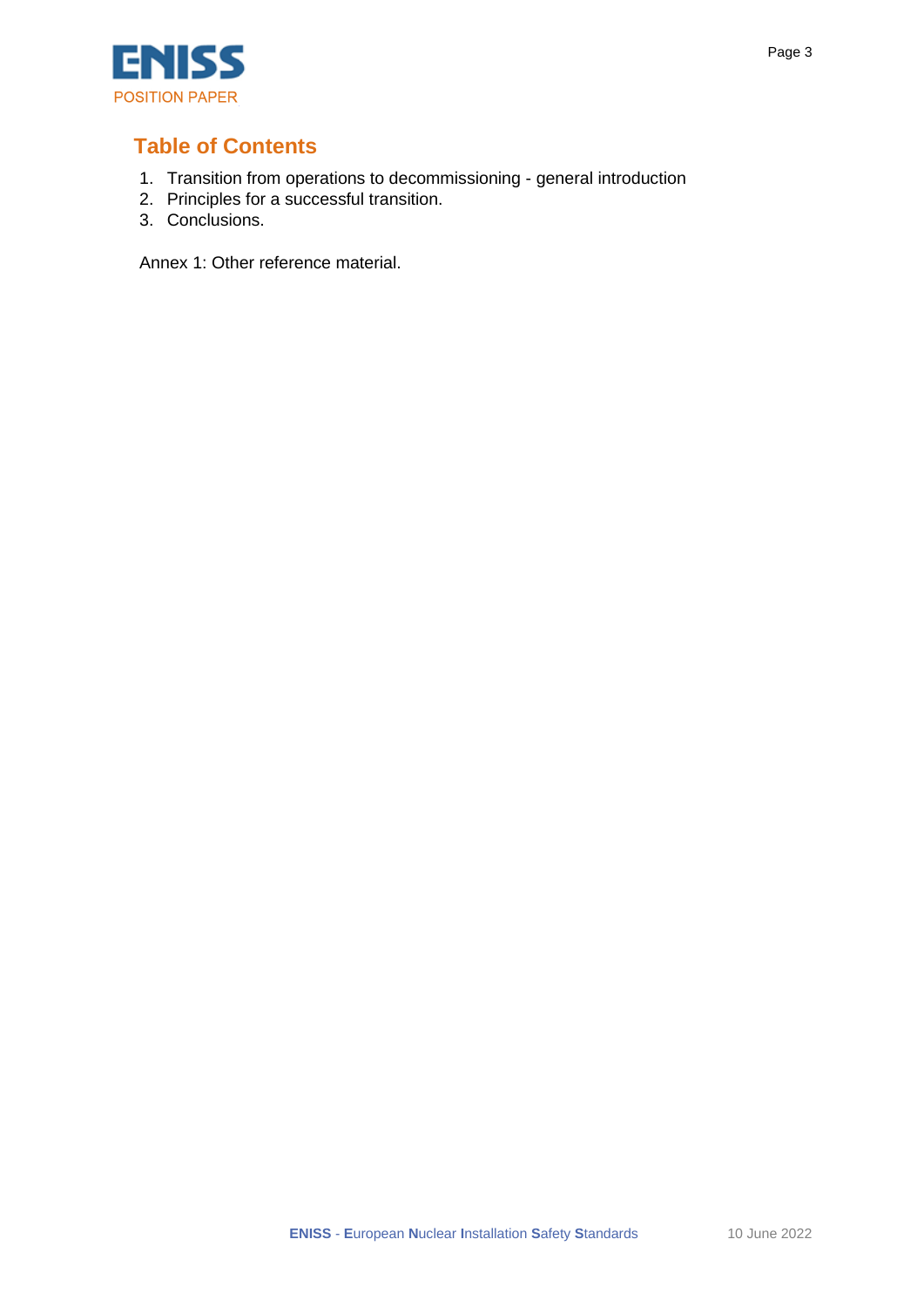## Table of Contents

1. Transition from operations to decommissioning - general introduction
2. Principles for a successful transition.
3. Conclusions.

Annex 1: Other reference material.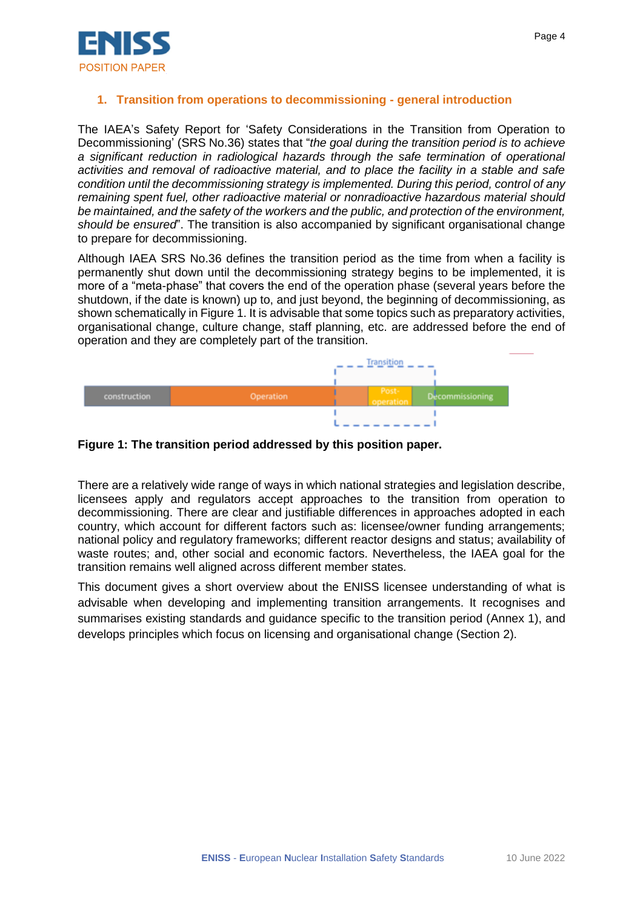## 1. Transition from operations to decommissioning - general introduction

The IAEA's Safety Report for 'Safety Considerations in the Transition from Operation to Decommissioning' (SRS No.36) states that "*the goal during the transition period is to achieve a significant reduction in radiological hazards through the safe termination of operational activities and removal of radioactive material, and to place the facility in a stable and safe condition until the decommissioning strategy is implemented. During this period, control of any remaining spent fuel, other radioactive material or nonradioactive hazardous material should be maintained, and the safety of the workers and the public, and protection of the environment, should be ensured*". The transition is also accompanied by significant organisational change to prepare for decommissioning.

Although IAEA SRS No.36 defines the transition period as the time from when a facility is permanently shut down until the decommissioning strategy begins to be implemented, it is more of a "meta-phase" that covers the end of the operation phase (several years before the shutdown, if the date is known) up to, and just beyond, the beginning of decommissioning, as shown schematically in Figure 1. It is advisable that some topics such as preparatory activities, organisational change, culture change, staff planning, etc. are addressed before the end of operation and they are completely part of the transition.

**Figure 1: The transition period addressed by this position paper.**

There are a relatively wide range of ways in which national strategies and legislation describe, licensees apply and regulators accept approaches to the transition from operation to decommissioning. There are clear and justifiable differences in approaches adopted in each country, which account for different factors such as: licensee/owner funding arrangements; national policy and regulatory frameworks; different reactor designs and status; availability of waste routes; and, other social and economic factors. Nevertheless, the IAEA goal for the transition remains well aligned across different member states.

This document gives a short overview about the ENISS licensee understanding of what is advisable when developing and implementing transition arrangements. It recognises and summarises existing standards and guidance specific to the transition period (Annex 1), and develops principles which focus on licensing and organisational change (Section 2).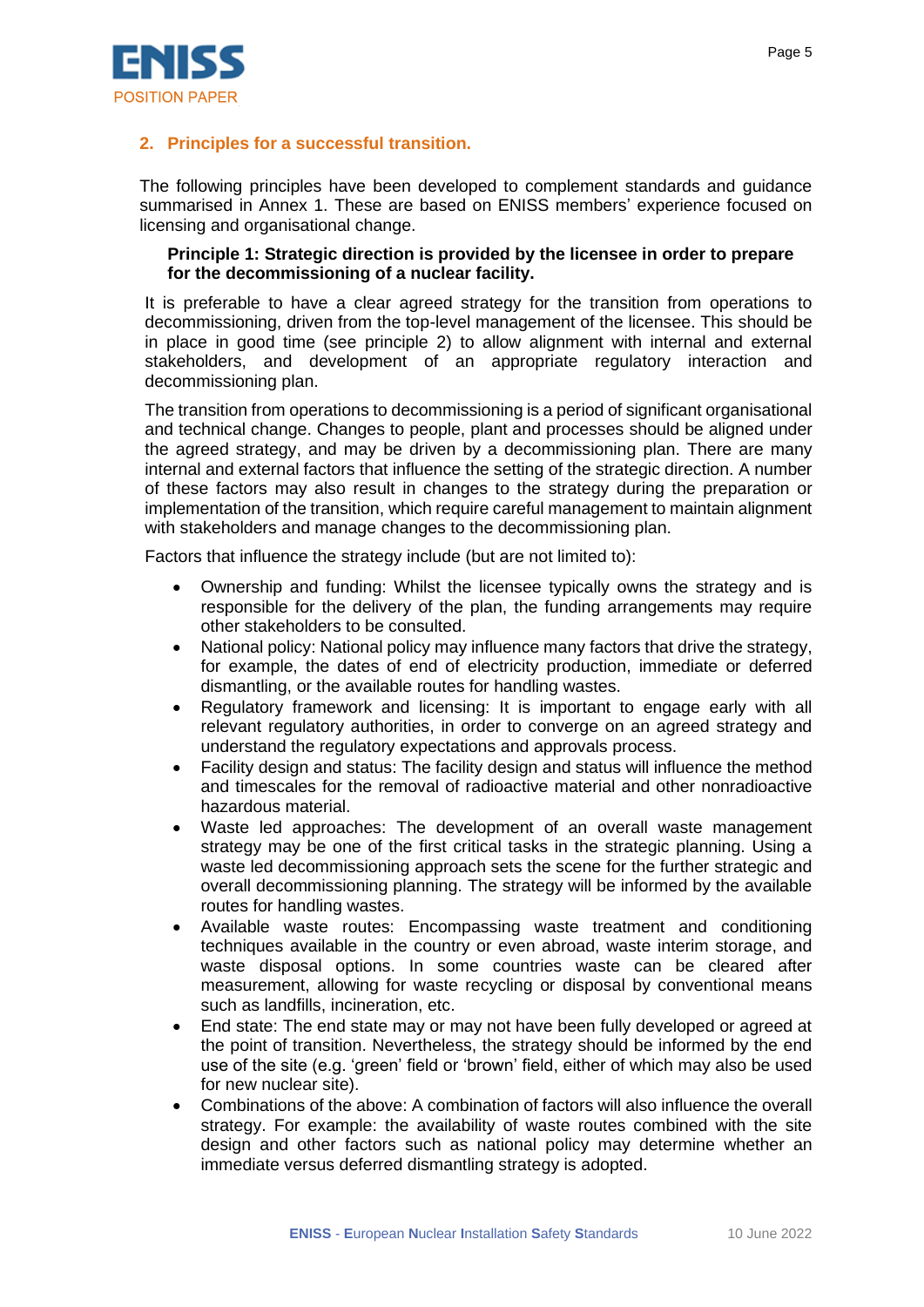## 2. Principles for a successful transition.

The following principles have been developed to complement standards and guidance summarised in Annex 1. These are based on ENISS members' experience focused on licensing and organisational change.

**Principle 1: Strategic direction is provided by the licensee in order to prepare for the decommissioning of a nuclear facility.**

It is preferable to have a clear agreed strategy for the transition from operations to decommissioning, driven from the top-level management of the licensee. This should be in place in good time (see principle 2) to allow alignment with internal and external stakeholders, and development of an appropriate regulatory interaction and decommissioning plan.

The transition from operations to decommissioning is a period of significant organisational and technical change. Changes to people, plant and processes should be aligned under the agreed strategy, and may be driven by a decommissioning plan. There are many internal and external factors that influence the setting of the strategic direction. A number of these factors may also result in changes to the strategy during the preparation or implementation of the transition, which require careful management to maintain alignment with stakeholders and manage changes to the decommissioning plan.

Factors that influence the strategy include (but are not limited to):

- Ownership and funding: Whilst the licensee typically owns the strategy and is responsible for the delivery of the plan, the funding arrangements may require other stakeholders to be consulted.
- National policy: National policy may influence many factors that drive the strategy, for example, the dates of end of electricity production, immediate or deferred dismantling, or the available routes for handling wastes.
- Regulatory framework and licensing: It is important to engage early with all relevant regulatory authorities, in order to converge on an agreed strategy and understand the regulatory expectations and approvals process.
- Facility design and status: The facility design and status will influence the method and timescales for the removal of radioactive material and other nonradioactive hazardous material.
- Waste led approaches: The development of an overall waste management strategy may be one of the first critical tasks in the strategic planning. Using a waste led decommissioning approach sets the scene for the further strategic and overall decommissioning planning. The strategy will be informed by the available routes for handling wastes.
- Available waste routes: Encompassing waste treatment and conditioning techniques available in the country or even abroad, waste interim storage, and waste disposal options. In some countries waste can be cleared after measurement, allowing for waste recycling or disposal by conventional means such as landfills, incineration, etc.
- End state: The end state may or may not have been fully developed or agreed at the point of transition. Nevertheless, the strategy should be informed by the end use of the site (e.g. 'green' field or 'brown' field, either of which may also be used for new nuclear site).
- Combinations of the above: A combination of factors will also influence the overall strategy. For example: the availability of waste routes combined with the site design and other factors such as national policy may determine whether an immediate versus deferred dismantling strategy is adopted.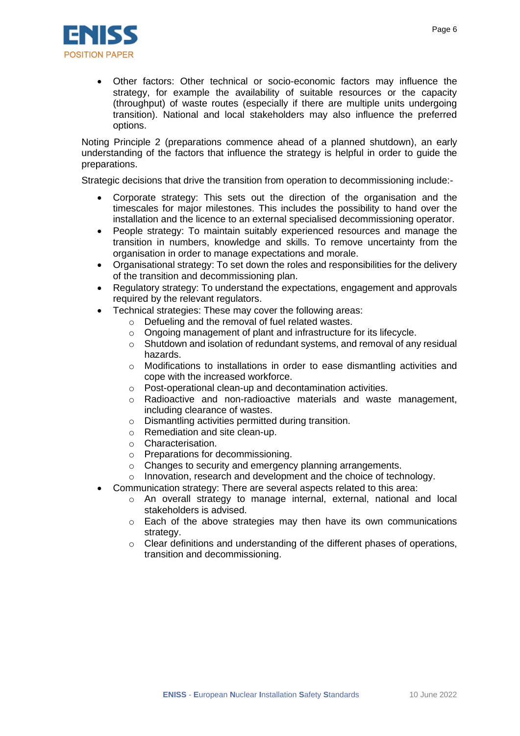- Other factors: Other technical or socio-economic factors may influence the strategy, for example the availability of suitable resources or the capacity (throughput) of waste routes (especially if there are multiple units undergoing transition). National and local stakeholders may also influence the preferred options.

Noting Principle 2 (preparations commence ahead of a planned shutdown), an early understanding of the factors that influence the strategy is helpful in order to guide the preparations.

Strategic decisions that drive the transition from operation to decommissioning include:-

- Corporate strategy: This sets out the direction of the organisation and the timescales for major milestones. This includes the possibility to hand over the installation and the licence to an external specialised decommissioning operator.
- People strategy: To maintain suitably experienced resources and manage the transition in numbers, knowledge and skills. To remove uncertainty from the organisation in order to manage expectations and morale.
- Organisational strategy: To set down the roles and responsibilities for the delivery of the transition and decommissioning plan.
- Regulatory strategy: To understand the expectations, engagement and approvals required by the relevant regulators.
- Technical strategies: These may cover the following areas:
  - Defueling and the removal of fuel related wastes.
  - Ongoing management of plant and infrastructure for its lifecycle.
  - Shutdown and isolation of redundant systems, and removal of any residual hazards.
  - Modifications to installations in order to ease dismantling activities and cope with the increased workforce.
  - Post-operational clean-up and decontamination activities.
  - Radioactive and non-radioactive materials and waste management, including clearance of wastes.
  - Dismantling activities permitted during transition.
  - Remediation and site clean-up.
  - Characterisation.
  - Preparations for decommissioning.
  - Changes to security and emergency planning arrangements.
  - Innovation, research and development and the choice of technology.
- Communication strategy: There are several aspects related to this area:
  - An overall strategy to manage internal, external, national and local stakeholders is advised.
  - Each of the above strategies may then have its own communications strategy.
  - Clear definitions and understanding of the different phases of operations, transition and decommissioning.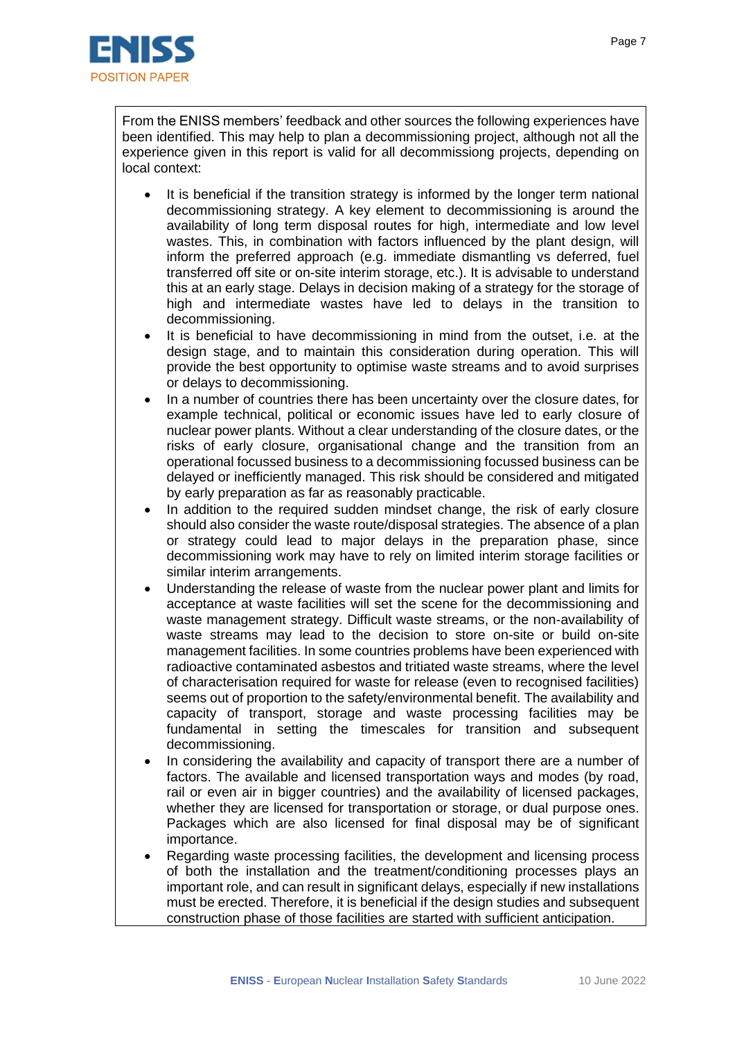From the ENISS members' feedback and other sources the following experiences have been identified. This may help to plan a decommissioning project, although not all the experience given in this report is valid for all decommissiong projects, depending on local context:

- It is beneficial if the transition strategy is informed by the longer term national decommissioning strategy. A key element to decommissioning is around the availability of long term disposal routes for high, intermediate and low level wastes. This, in combination with factors influenced by the plant design, will inform the preferred approach (e.g. immediate dismantling vs deferred, fuel transferred off site or on-site interim storage, etc.). It is advisable to understand this at an early stage. Delays in decision making of a strategy for the storage of high and intermediate wastes have led to delays in the transition to decommissioning.
- It is beneficial to have decommissioning in mind from the outset, i.e. at the design stage, and to maintain this consideration during operation. This will provide the best opportunity to optimise waste streams and to avoid surprises or delays to decommissioning.
- In a number of countries there has been uncertainty over the closure dates, for example technical, political or economic issues have led to early closure of nuclear power plants. Without a clear understanding of the closure dates, or the risks of early closure, organisational change and the transition from an operational focussed business to a decommissioning focussed business can be delayed or inefficiently managed. This risk should be considered and mitigated by early preparation as far as reasonably practicable.
- In addition to the required sudden mindset change, the risk of early closure should also consider the waste route/disposal strategies. The absence of a plan or strategy could lead to major delays in the preparation phase, since decommissioning work may have to rely on limited interim storage facilities or similar interim arrangements.
- Understanding the release of waste from the nuclear power plant and limits for acceptance at waste facilities will set the scene for the decommissioning and waste management strategy. Difficult waste streams, or the non-availability of waste streams may lead to the decision to store on-site or build on-site management facilities. In some countries problems have been experienced with radioactive contaminated asbestos and tritiated waste streams, where the level of characterisation required for waste for release (even to recognised facilities) seems out of proportion to the safety/environmental benefit. The availability and capacity of transport, storage and waste processing facilities may be fundamental in setting the timescales for transition and subsequent decommissioning.
- In considering the availability and capacity of transport there are a number of factors. The available and licensed transportation ways and modes (by road, rail or even air in bigger countries) and the availability of licensed packages, whether they are licensed for transportation or storage, or dual purpose ones. Packages which are also licensed for final disposal may be of significant importance.
- Regarding waste processing facilities, the development and licensing process of both the installation and the treatment/conditioning processes plays an important role, and can result in significant delays, especially if new installations must be erected. Therefore, it is beneficial if the design studies and subsequent construction phase of those facilities are started with sufficient anticipation.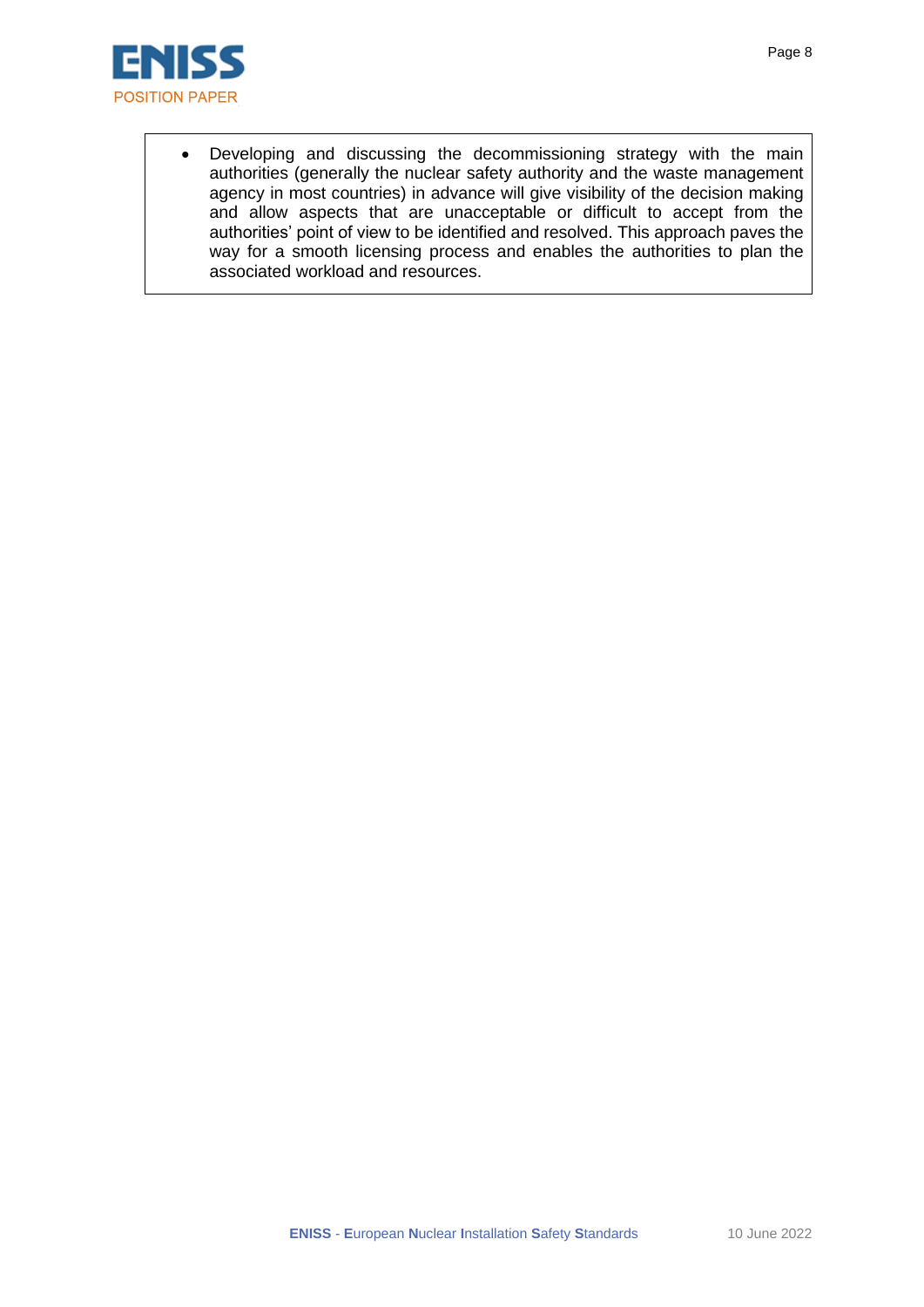- Developing and discussing the decommissioning strategy with the main authorities (generally the nuclear safety authority and the waste management agency in most countries) in advance will give visibility of the decision making and allow aspects that are unacceptable or difficult to accept from the authorities' point of view to be identified and resolved. This approach paves the way for a smooth licensing process and enables the authorities to plan the associated workload and resources.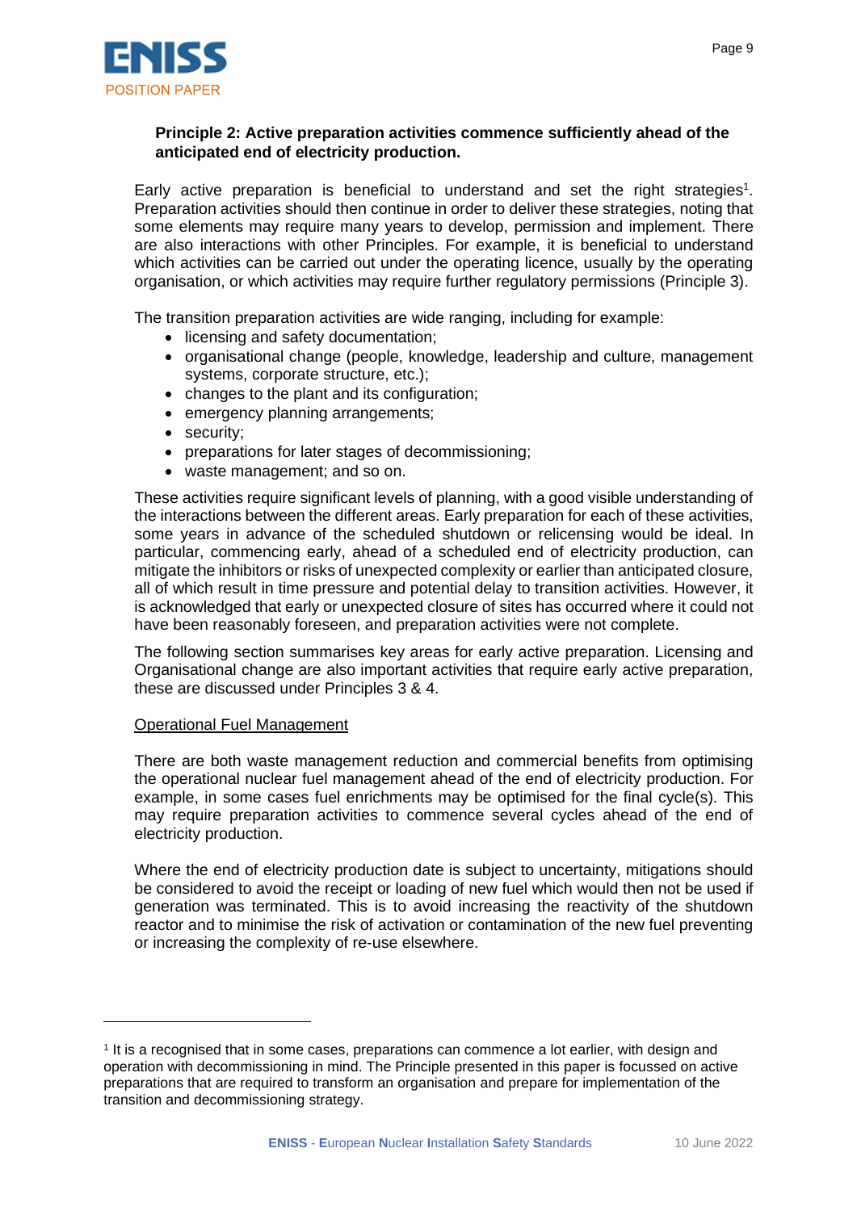**Principle 2: Active preparation activities commence sufficiently ahead of the anticipated end of electricity production.**

Early active preparation is beneficial to understand and set the right strategies[1]. Preparation activities should then continue in order to deliver these strategies, noting that some elements may require many years to develop, permission and implement. There are also interactions with other Principles. For example, it is beneficial to understand which activities can be carried out under the operating licence, usually by the operating organisation, or which activities may require further regulatory permissions (Principle 3).

The transition preparation activities are wide ranging, including for example:

- licensing and safety documentation;
- organisational change (people, knowledge, leadership and culture, management systems, corporate structure, etc.);
- changes to the plant and its configuration;
- emergency planning arrangements;
- security;
- preparations for later stages of decommissioning;
- waste management; and so on.

These activities require significant levels of planning, with a good visible understanding of the interactions between the different areas. Early preparation for each of these activities, some years in advance of the scheduled shutdown or relicensing would be ideal. In particular, commencing early, ahead of a scheduled end of electricity production, can mitigate the inhibitors or risks of unexpected complexity or earlier than anticipated closure, all of which result in time pressure and potential delay to transition activities. However, it is acknowledged that early or unexpected closure of sites has occurred where it could not have been reasonably foreseen, and preparation activities were not complete.

The following section summarises key areas for early active preparation. Licensing and Organisational change are also important activities that require early active preparation, these are discussed under Principles 3 & 4.

<u>Operational Fuel Management</u>

There are both waste management reduction and commercial benefits from optimising the operational nuclear fuel management ahead of the end of electricity production. For example, in some cases fuel enrichments may be optimised for the final cycle(s). This may require preparation activities to commence several cycles ahead of the end of electricity production.

Where the end of electricity production date is subject to uncertainty, mitigations should be considered to avoid the receipt or loading of new fuel which would then not be used if generation was terminated. This is to avoid increasing the reactivity of the shutdown reactor and to minimise the risk of activation or contamination of the new fuel preventing or increasing the complexity of re-use elsewhere.

---

[1] It is a recognised that in some cases, preparations can commence a lot earlier, with design and operation with decommissioning in mind. The Principle presented in this paper is focussed on active preparations that are required to transform an organisation and prepare for implementation of the transition and decommissioning strategy.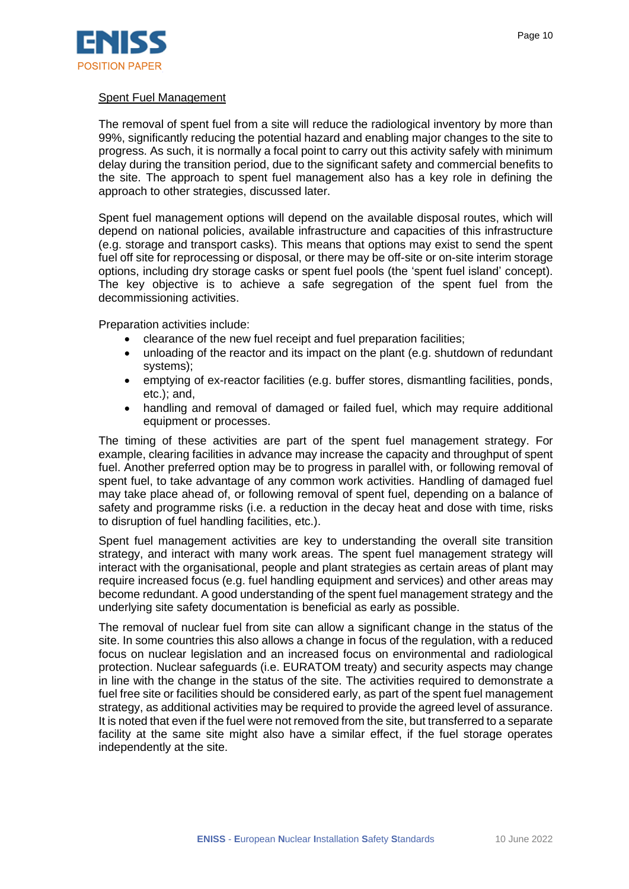<u>Spent Fuel Management</u>

The removal of spent fuel from a site will reduce the radiological inventory by more than 99%, significantly reducing the potential hazard and enabling major changes to the site to progress. As such, it is normally a focal point to carry out this activity safely with minimum delay during the transition period, due to the significant safety and commercial benefits to the site. The approach to spent fuel management also has a key role in defining the approach to other strategies, discussed later.

Spent fuel management options will depend on the available disposal routes, which will depend on national policies, available infrastructure and capacities of this infrastructure (e.g. storage and transport casks). This means that options may exist to send the spent fuel off site for reprocessing or disposal, or there may be off-site or on-site interim storage options, including dry storage casks or spent fuel pools (the 'spent fuel island' concept). The key objective is to achieve a safe segregation of the spent fuel from the decommissioning activities.

Preparation activities include:

- clearance of the new fuel receipt and fuel preparation facilities;
- unloading of the reactor and its impact on the plant (e.g. shutdown of redundant systems);
- emptying of ex-reactor facilities (e.g. buffer stores, dismantling facilities, ponds, etc.); and,
- handling and removal of damaged or failed fuel, which may require additional equipment or processes.

The timing of these activities are part of the spent fuel management strategy. For example, clearing facilities in advance may increase the capacity and throughput of spent fuel. Another preferred option may be to progress in parallel with, or following removal of spent fuel, to take advantage of any common work activities. Handling of damaged fuel may take place ahead of, or following removal of spent fuel, depending on a balance of safety and programme risks (i.e. a reduction in the decay heat and dose with time, risks to disruption of fuel handling facilities, etc.).

Spent fuel management activities are key to understanding the overall site transition strategy, and interact with many work areas. The spent fuel management strategy will interact with the organisational, people and plant strategies as certain areas of plant may require increased focus (e.g. fuel handling equipment and services) and other areas may become redundant. A good understanding of the spent fuel management strategy and the underlying site safety documentation is beneficial as early as possible.

The removal of nuclear fuel from site can allow a significant change in the status of the site. In some countries this also allows a change in focus of the regulation, with a reduced focus on nuclear legislation and an increased focus on environmental and radiological protection. Nuclear safeguards (i.e. EURATOM treaty) and security aspects may change in line with the change in the status of the site. The activities required to demonstrate a fuel free site or facilities should be considered early, as part of the spent fuel management strategy, as additional activities may be required to provide the agreed level of assurance. It is noted that even if the fuel were not removed from the site, but transferred to a separate facility at the same site might also have a similar effect, if the fuel storage operates independently at the site.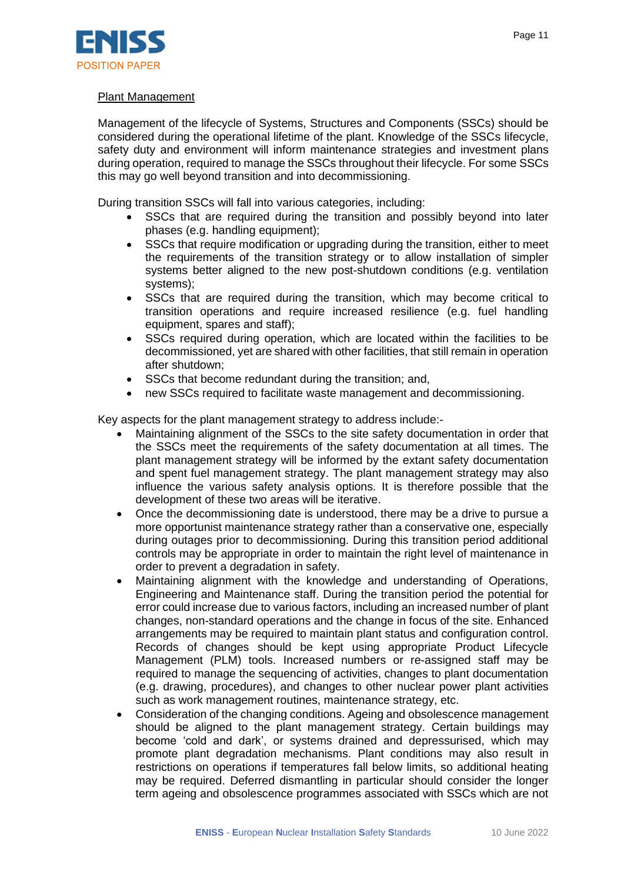<u>Plant Management</u>

Management of the lifecycle of Systems, Structures and Components (SSCs) should be considered during the operational lifetime of the plant. Knowledge of the SSCs lifecycle, safety duty and environment will inform maintenance strategies and investment plans during operation, required to manage the SSCs throughout their lifecycle. For some SSCs this may go well beyond transition and into decommissioning.

During transition SSCs will fall into various categories, including:

- SSCs that are required during the transition and possibly beyond into later phases (e.g. handling equipment);
- SSCs that require modification or upgrading during the transition, either to meet the requirements of the transition strategy or to allow installation of simpler systems better aligned to the new post-shutdown conditions (e.g. ventilation systems);
- SSCs that are required during the transition, which may become critical to transition operations and require increased resilience (e.g. fuel handling equipment, spares and staff);
- SSCs required during operation, which are located within the facilities to be decommissioned, yet are shared with other facilities, that still remain in operation after shutdown;
- SSCs that become redundant during the transition; and,
- new SSCs required to facilitate waste management and decommissioning.

Key aspects for the plant management strategy to address include:-

- Maintaining alignment of the SSCs to the site safety documentation in order that the SSCs meet the requirements of the safety documentation at all times. The plant management strategy will be informed by the extant safety documentation and spent fuel management strategy. The plant management strategy may also influence the various safety analysis options. It is therefore possible that the development of these two areas will be iterative.
- Once the decommissioning date is understood, there may be a drive to pursue a more opportunist maintenance strategy rather than a conservative one, especially during outages prior to decommissioning. During this transition period additional controls may be appropriate in order to maintain the right level of maintenance in order to prevent a degradation in safety.
- Maintaining alignment with the knowledge and understanding of Operations, Engineering and Maintenance staff. During the transition period the potential for error could increase due to various factors, including an increased number of plant changes, non-standard operations and the change in focus of the site. Enhanced arrangements may be required to maintain plant status and configuration control. Records of changes should be kept using appropriate Product Lifecycle Management (PLM) tools. Increased numbers or re-assigned staff may be required to manage the sequencing of activities, changes to plant documentation (e.g. drawing, procedures), and changes to other nuclear power plant activities such as work management routines, maintenance strategy, etc.
- Consideration of the changing conditions. Ageing and obsolescence management should be aligned to the plant management strategy. Certain buildings may become 'cold and dark', or systems drained and depressurised, which may promote plant degradation mechanisms. Plant conditions may also result in restrictions on operations if temperatures fall below limits, so additional heating may be required. Deferred dismantling in particular should consider the longer term ageing and obsolescence programmes associated with SSCs which are not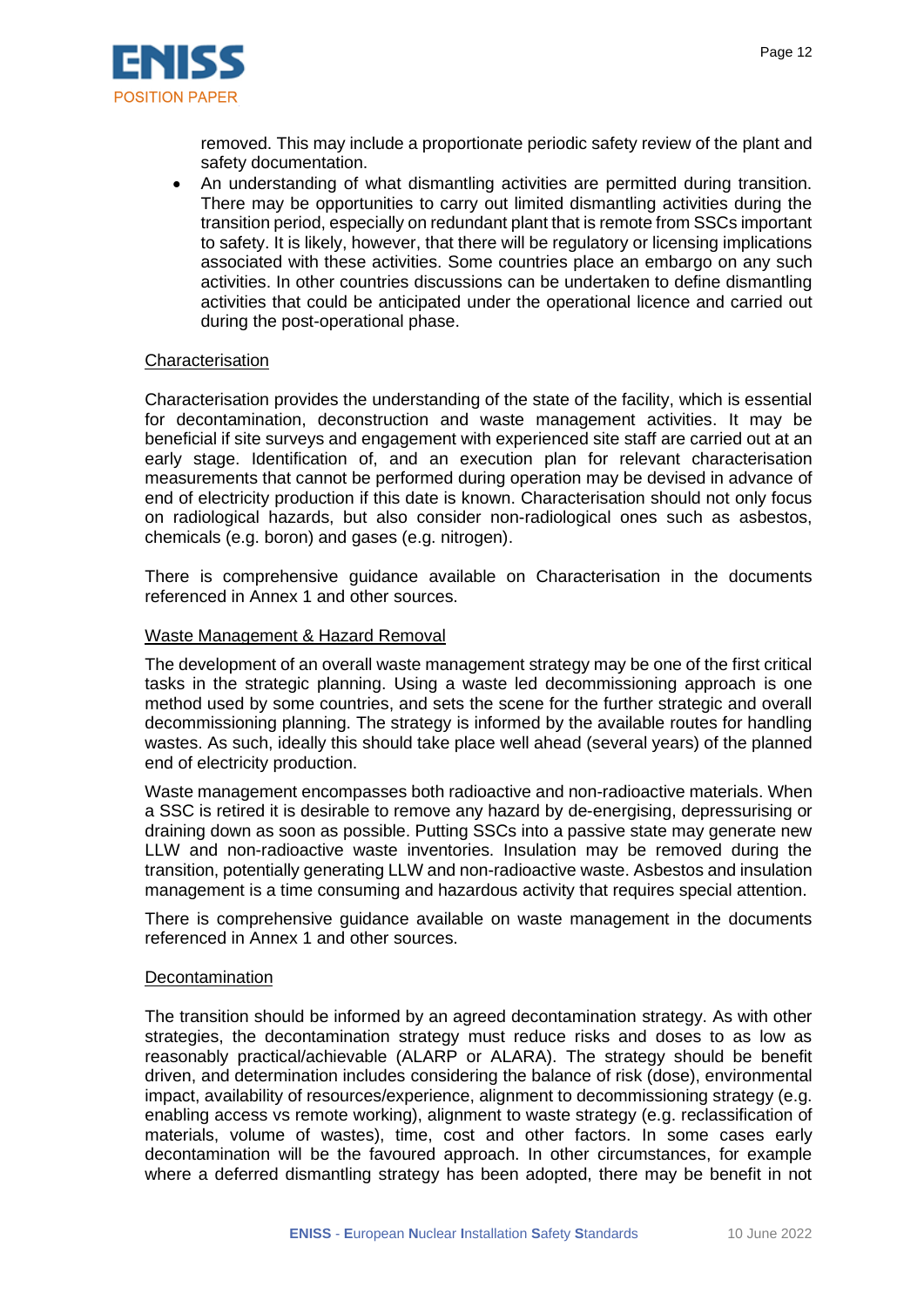removed. This may include a proportionate periodic safety review of the plant and safety documentation.

- An understanding of what dismantling activities are permitted during transition. There may be opportunities to carry out limited dismantling activities during the transition period, especially on redundant plant that is remote from SSCs important to safety. It is likely, however, that there will be regulatory or licensing implications associated with these activities. Some countries place an embargo on any such activities. In other countries discussions can be undertaken to define dismantling activities that could be anticipated under the operational licence and carried out during the post-operational phase.

Characterisation

Characterisation provides the understanding of the state of the facility, which is essential for decontamination, deconstruction and waste management activities. It may be beneficial if site surveys and engagement with experienced site staff are carried out at an early stage. Identification of, and an execution plan for relevant characterisation measurements that cannot be performed during operation may be devised in advance of end of electricity production if this date is known. Characterisation should not only focus on radiological hazards, but also consider non-radiological ones such as asbestos, chemicals (e.g. boron) and gases (e.g. nitrogen).

There is comprehensive guidance available on Characterisation in the documents referenced in Annex 1 and other sources.

Waste Management & Hazard Removal

The development of an overall waste management strategy may be one of the first critical tasks in the strategic planning. Using a waste led decommissioning approach is one method used by some countries, and sets the scene for the further strategic and overall decommissioning planning. The strategy is informed by the available routes for handling wastes. As such, ideally this should take place well ahead (several years) of the planned end of electricity production.

Waste management encompasses both radioactive and non-radioactive materials. When a SSC is retired it is desirable to remove any hazard by de-energising, depressurising or draining down as soon as possible. Putting SSCs into a passive state may generate new LLW and non-radioactive waste inventories. Insulation may be removed during the transition, potentially generating LLW and non-radioactive waste. Asbestos and insulation management is a time consuming and hazardous activity that requires special attention.

There is comprehensive guidance available on waste management in the documents referenced in Annex 1 and other sources.

Decontamination

The transition should be informed by an agreed decontamination strategy. As with other strategies, the decontamination strategy must reduce risks and doses to as low as reasonably practical/achievable (ALARP or ALARA). The strategy should be benefit driven, and determination includes considering the balance of risk (dose), environmental impact, availability of resources/experience, alignment to decommissioning strategy (e.g. enabling access vs remote working), alignment to waste strategy (e.g. reclassification of materials, volume of wastes), time, cost and other factors. In some cases early decontamination will be the favoured approach. In other circumstances, for example where a deferred dismantling strategy has been adopted, there may be benefit in not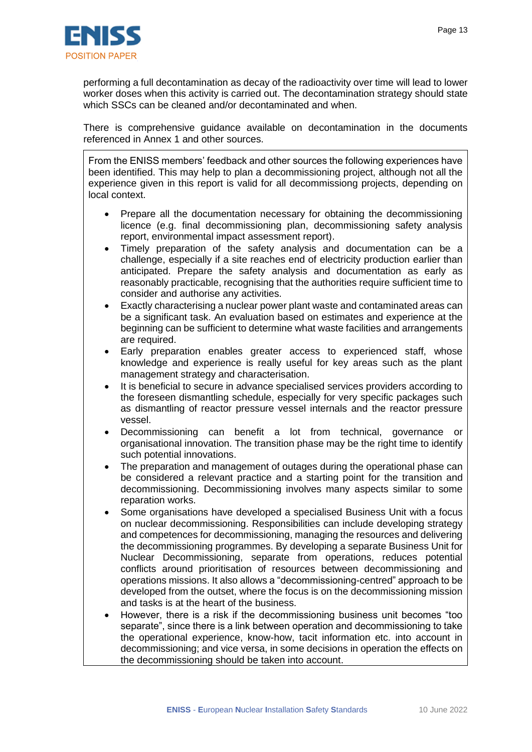performing a full decontamination as decay of the radioactivity over time will lead to lower worker doses when this activity is carried out. The decontamination strategy should state which SSCs can be cleaned and/or decontaminated and when.

There is comprehensive guidance available on decontamination in the documents referenced in Annex 1 and other sources.

From the ENISS members' feedback and other sources the following experiences have been identified. This may help to plan a decommissioning project, although not all the experience given in this report is valid for all decommissiong projects, depending on local context.

- Prepare all the documentation necessary for obtaining the decommissioning licence (e.g. final decommissioning plan, decommissioning safety analysis report, environmental impact assessment report).
- Timely preparation of the safety analysis and documentation can be a challenge, especially if a site reaches end of electricity production earlier than anticipated. Prepare the safety analysis and documentation as early as reasonably practicable, recognising that the authorities require sufficient time to consider and authorise any activities.
- Exactly characterising a nuclear power plant waste and contaminated areas can be a significant task. An evaluation based on estimates and experience at the beginning can be sufficient to determine what waste facilities and arrangements are required.
- Early preparation enables greater access to experienced staff, whose knowledge and experience is really useful for key areas such as the plant management strategy and characterisation.
- It is beneficial to secure in advance specialised services providers according to the foreseen dismantling schedule, especially for very specific packages such as dismantling of reactor pressure vessel internals and the reactor pressure vessel.
- Decommissioning can benefit a lot from technical, governance or organisational innovation. The transition phase may be the right time to identify such potential innovations.
- The preparation and management of outages during the operational phase can be considered a relevant practice and a starting point for the transition and decommissioning. Decommissioning involves many aspects similar to some reparation works.
- Some organisations have developed a specialised Business Unit with a focus on nuclear decommissioning. Responsibilities can include developing strategy and competences for decommissioning, managing the resources and delivering the decommissioning programmes. By developing a separate Business Unit for Nuclear Decommissioning, separate from operations, reduces potential conflicts around prioritisation of resources between decommissioning and operations missions. It also allows a "decommissioning-centred" approach to be developed from the outset, where the focus is on the decommissioning mission and tasks is at the heart of the business.
- However, there is a risk if the decommissioning business unit becomes "too separate", since there is a link between operation and decommissioning to take the operational experience, know-how, tacit information etc. into account in decommissioning; and vice versa, in some decisions in operation the effects on the decommissioning should be taken into account.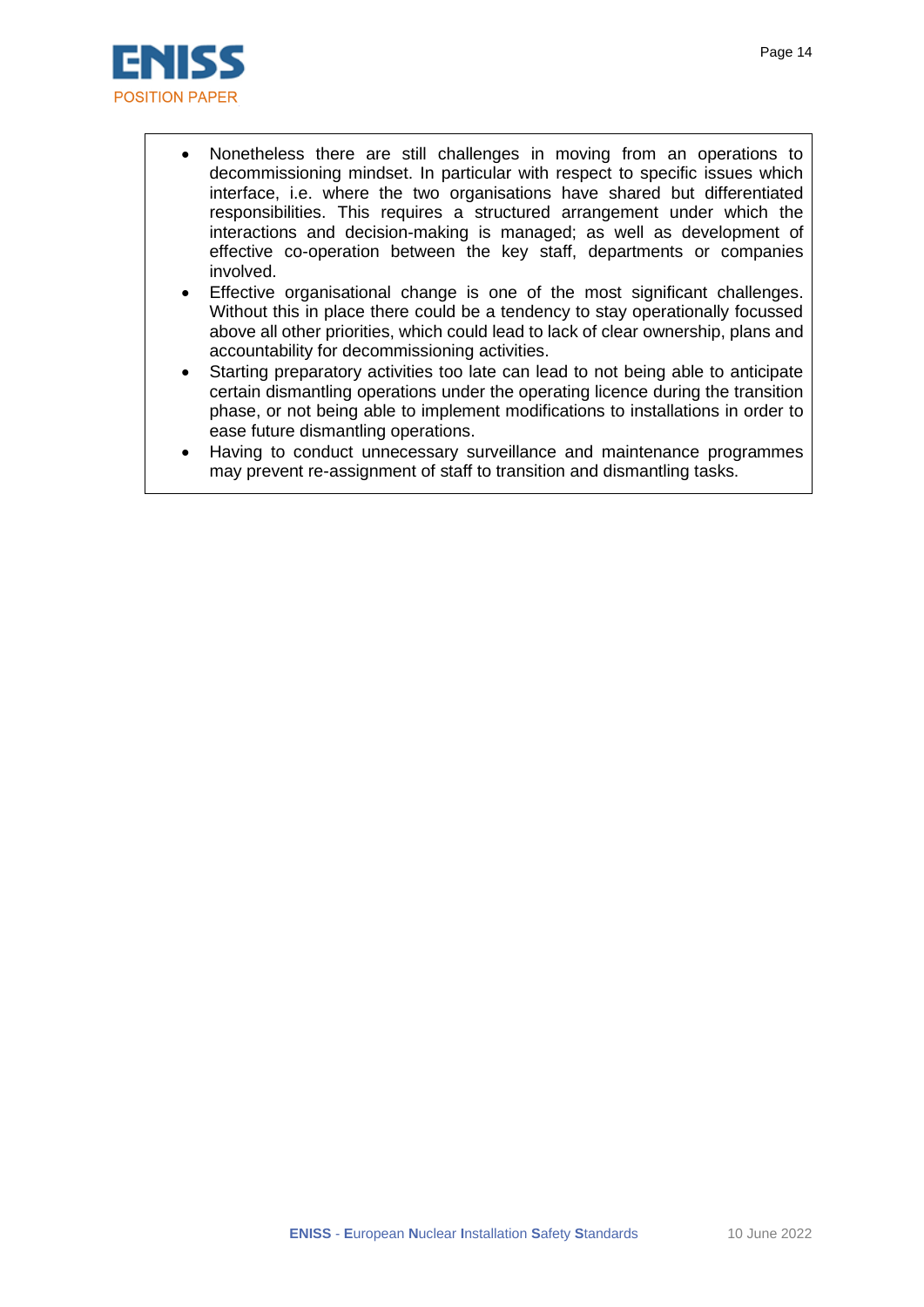- Nonetheless there are still challenges in moving from an operations to decommissioning mindset. In particular with respect to specific issues which interface, i.e. where the two organisations have shared but differentiated responsibilities. This requires a structured arrangement under which the interactions and decision-making is managed; as well as development of effective co-operation between the key staff, departments or companies involved.
- Effective organisational change is one of the most significant challenges. Without this in place there could be a tendency to stay operationally focussed above all other priorities, which could lead to lack of clear ownership, plans and accountability for decommissioning activities.
- Starting preparatory activities too late can lead to not being able to anticipate certain dismantling operations under the operating licence during the transition phase, or not being able to implement modifications to installations in order to ease future dismantling operations.
- Having to conduct unnecessary surveillance and maintenance programmes may prevent re-assignment of staff to transition and dismantling tasks.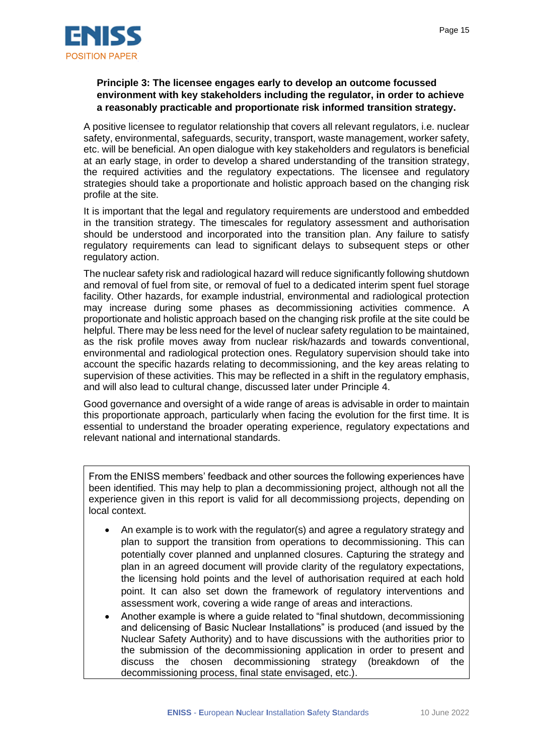**Principle 3: The licensee engages early to develop an outcome focussed environment with key stakeholders including the regulator, in order to achieve a reasonably practicable and proportionate risk informed transition strategy.**

A positive licensee to regulator relationship that covers all relevant regulators, i.e. nuclear safety, environmental, safeguards, security, transport, waste management, worker safety, etc. will be beneficial. An open dialogue with key stakeholders and regulators is beneficial at an early stage, in order to develop a shared understanding of the transition strategy, the required activities and the regulatory expectations. The licensee and regulatory strategies should take a proportionate and holistic approach based on the changing risk profile at the site.

It is important that the legal and regulatory requirements are understood and embedded in the transition strategy. The timescales for regulatory assessment and authorisation should be understood and incorporated into the transition plan. Any failure to satisfy regulatory requirements can lead to significant delays to subsequent steps or other regulatory action.

The nuclear safety risk and radiological hazard will reduce significantly following shutdown and removal of fuel from site, or removal of fuel to a dedicated interim spent fuel storage facility. Other hazards, for example industrial, environmental and radiological protection may increase during some phases as decommissioning activities commence. A proportionate and holistic approach based on the changing risk profile at the site could be helpful. There may be less need for the level of nuclear safety regulation to be maintained, as the risk profile moves away from nuclear risk/hazards and towards conventional, environmental and radiological protection ones. Regulatory supervision should take into account the specific hazards relating to decommissioning, and the key areas relating to supervision of these activities. This may be reflected in a shift in the regulatory emphasis, and will also lead to cultural change, discussed later under Principle 4.

Good governance and oversight of a wide range of areas is advisable in order to maintain this proportionate approach, particularly when facing the evolution for the first time. It is essential to understand the broader operating experience, regulatory expectations and relevant national and international standards.

From the ENISS members' feedback and other sources the following experiences have been identified. This may help to plan a decommissioning project, although not all the experience given in this report is valid for all decommissiong projects, depending on local context.

- An example is to work with the regulator(s) and agree a regulatory strategy and plan to support the transition from operations to decommissioning. This can potentially cover planned and unplanned closures. Capturing the strategy and plan in an agreed document will provide clarity of the regulatory expectations, the licensing hold points and the level of authorisation required at each hold point. It can also set down the framework of regulatory interventions and assessment work, covering a wide range of areas and interactions.
- Another example is where a guide related to "final shutdown, decommissioning and delicensing of Basic Nuclear Installations" is produced (and issued by the Nuclear Safety Authority) and to have discussions with the authorities prior to the submission of the decommissioning application in order to present and discuss the chosen decommissioning strategy (breakdown of the decommissioning process, final state envisaged, etc.).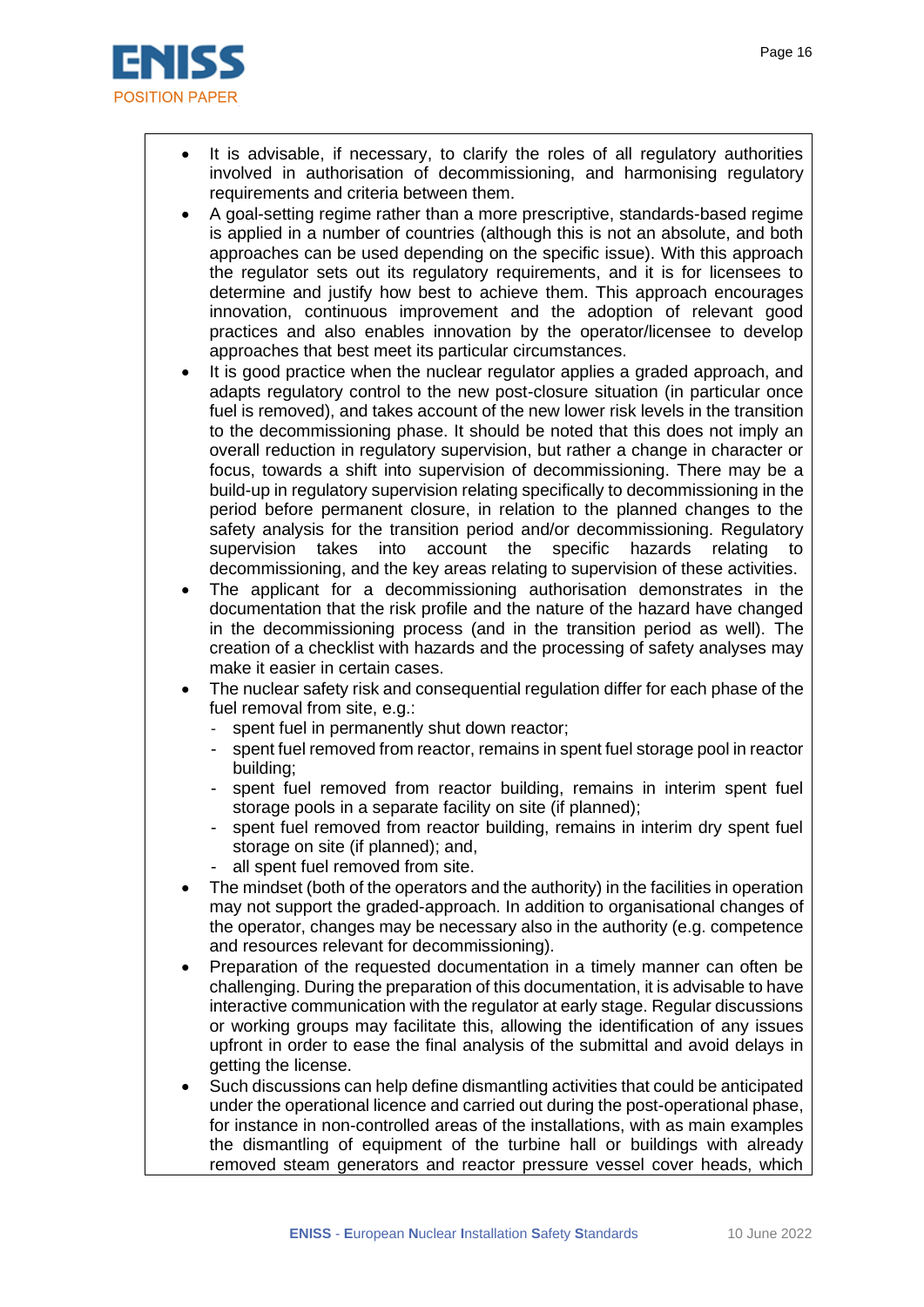- It is advisable, if necessary, to clarify the roles of all regulatory authorities involved in authorisation of decommissioning, and harmonising regulatory requirements and criteria between them.
- A goal-setting regime rather than a more prescriptive, standards-based regime is applied in a number of countries (although this is not an absolute, and both approaches can be used depending on the specific issue). With this approach the regulator sets out its regulatory requirements, and it is for licensees to determine and justify how best to achieve them. This approach encourages innovation, continuous improvement and the adoption of relevant good practices and also enables innovation by the operator/licensee to develop approaches that best meet its particular circumstances.
- It is good practice when the nuclear regulator applies a graded approach, and adapts regulatory control to the new post-closure situation (in particular once fuel is removed), and takes account of the new lower risk levels in the transition to the decommissioning phase. It should be noted that this does not imply an overall reduction in regulatory supervision, but rather a change in character or focus, towards a shift into supervision of decommissioning. There may be a build-up in regulatory supervision relating specifically to decommissioning in the period before permanent closure, in relation to the planned changes to the safety analysis for the transition period and/or decommissioning. Regulatory supervision takes into account the specific hazards relating to decommissioning, and the key areas relating to supervision of these activities.
- The applicant for a decommissioning authorisation demonstrates in the documentation that the risk profile and the nature of the hazard have changed in the decommissioning process (and in the transition period as well). The creation of a checklist with hazards and the processing of safety analyses may make it easier in certain cases.
- The nuclear safety risk and consequential regulation differ for each phase of the fuel removal from site, e.g.:
  - spent fuel in permanently shut down reactor;
  - spent fuel removed from reactor, remains in spent fuel storage pool in reactor building;
  - spent fuel removed from reactor building, remains in interim spent fuel storage pools in a separate facility on site (if planned);
  - spent fuel removed from reactor building, remains in interim dry spent fuel storage on site (if planned); and,
  - all spent fuel removed from site.
- The mindset (both of the operators and the authority) in the facilities in operation may not support the graded-approach. In addition to organisational changes of the operator, changes may be necessary also in the authority (e.g. competence and resources relevant for decommissioning).
- Preparation of the requested documentation in a timely manner can often be challenging. During the preparation of this documentation, it is advisable to have interactive communication with the regulator at early stage. Regular discussions or working groups may facilitate this, allowing the identification of any issues upfront in order to ease the final analysis of the submittal and avoid delays in getting the license.
- Such discussions can help define dismantling activities that could be anticipated under the operational licence and carried out during the post-operational phase, for instance in non-controlled areas of the installations, with as main examples the dismantling of equipment of the turbine hall or buildings with already removed steam generators and reactor pressure vessel cover heads, which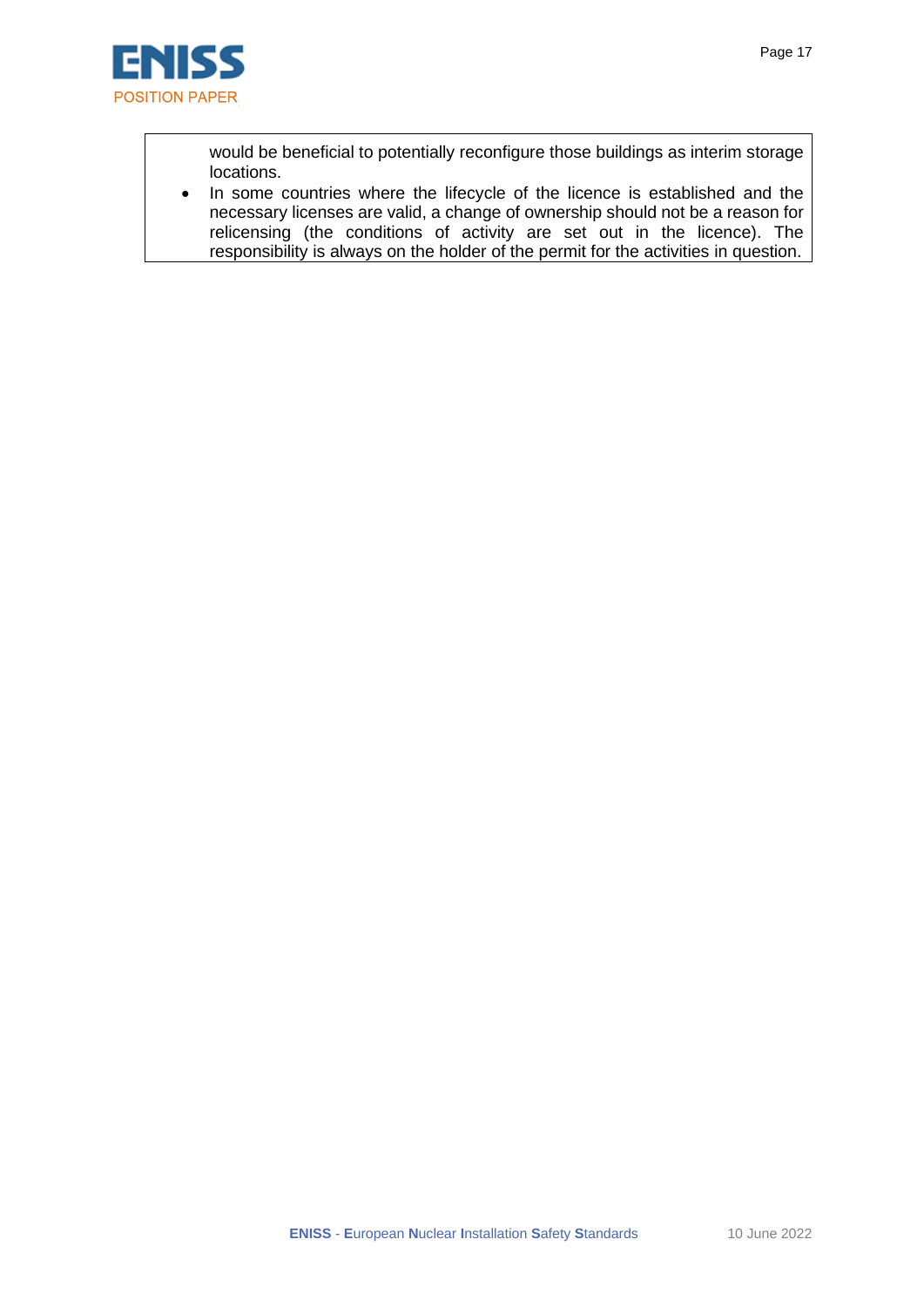would be beneficial to potentially reconfigure those buildings as interim storage locations.

- In some countries where the lifecycle of the licence is established and the necessary licenses are valid, a change of ownership should not be a reason for relicensing (the conditions of activity are set out in the licence). The responsibility is always on the holder of the permit for the activities in question.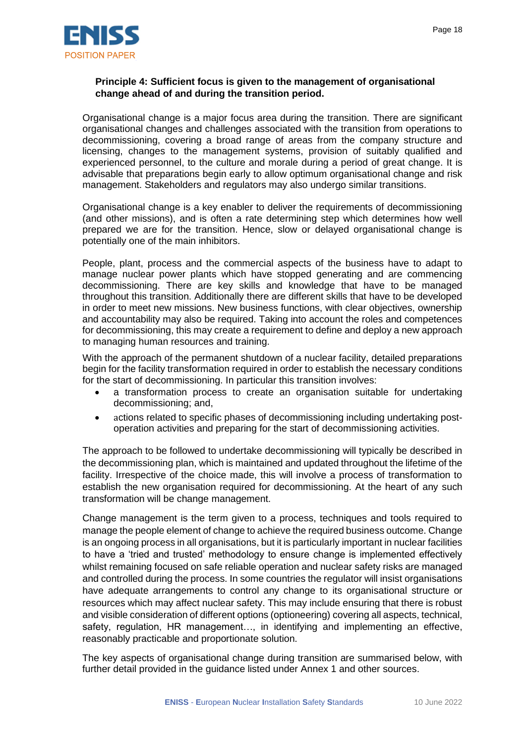**Principle 4: Sufficient focus is given to the management of organisational change ahead of and during the transition period.**

Organisational change is a major focus area during the transition. There are significant organisational changes and challenges associated with the transition from operations to decommissioning, covering a broad range of areas from the company structure and licensing, changes to the management systems, provision of suitably qualified and experienced personnel, to the culture and morale during a period of great change. It is advisable that preparations begin early to allow optimum organisational change and risk management. Stakeholders and regulators may also undergo similar transitions.

Organisational change is a key enabler to deliver the requirements of decommissioning (and other missions), and is often a rate determining step which determines how well prepared we are for the transition. Hence, slow or delayed organisational change is potentially one of the main inhibitors.

People, plant, process and the commercial aspects of the business have to adapt to manage nuclear power plants which have stopped generating and are commencing decommissioning. There are key skills and knowledge that have to be managed throughout this transition. Additionally there are different skills that have to be developed in order to meet new missions. New business functions, with clear objectives, ownership and accountability may also be required. Taking into account the roles and competences for decommissioning, this may create a requirement to define and deploy a new approach to managing human resources and training.

With the approach of the permanent shutdown of a nuclear facility, detailed preparations begin for the facility transformation required in order to establish the necessary conditions for the start of decommissioning. In particular this transition involves:

- a transformation process to create an organisation suitable for undertaking decommissioning; and,
- actions related to specific phases of decommissioning including undertaking post-operation activities and preparing for the start of decommissioning activities.

The approach to be followed to undertake decommissioning will typically be described in the decommissioning plan, which is maintained and updated throughout the lifetime of the facility. Irrespective of the choice made, this will involve a process of transformation to establish the new organisation required for decommissioning. At the heart of any such transformation will be change management.

Change management is the term given to a process, techniques and tools required to manage the people element of change to achieve the required business outcome. Change is an ongoing process in all organisations, but it is particularly important in nuclear facilities to have a 'tried and trusted' methodology to ensure change is implemented effectively whilst remaining focused on safe reliable operation and nuclear safety risks are managed and controlled during the process. In some countries the regulator will insist organisations have adequate arrangements to control any change to its organisational structure or resources which may affect nuclear safety. This may include ensuring that there is robust and visible consideration of different options (optioneering) covering all aspects, technical, safety, regulation, HR management…, in identifying and implementing an effective, reasonably practicable and proportionate solution.

The key aspects of organisational change during transition are summarised below, with further detail provided in the guidance listed under Annex 1 and other sources.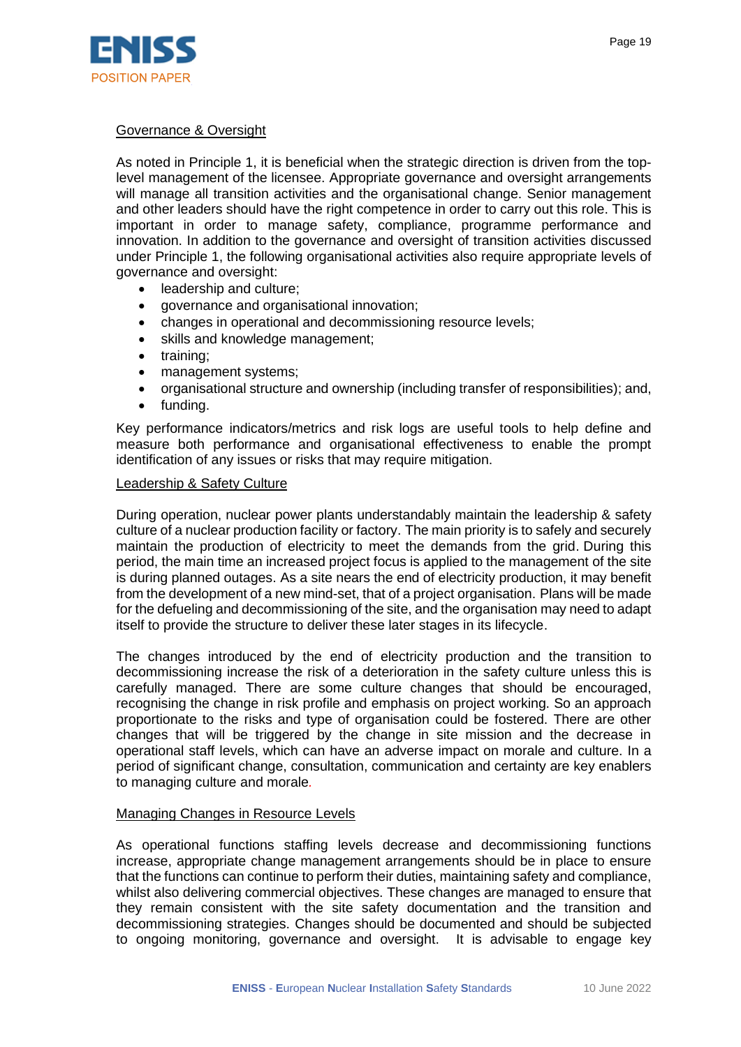Governance & Oversight

As noted in Principle 1, it is beneficial when the strategic direction is driven from the top-level management of the licensee. Appropriate governance and oversight arrangements will manage all transition activities and the organisational change. Senior management and other leaders should have the right competence in order to carry out this role. This is important in order to manage safety, compliance, programme performance and innovation. In addition to the governance and oversight of transition activities discussed under Principle 1, the following organisational activities also require appropriate levels of governance and oversight:

- leadership and culture;
- governance and organisational innovation;
- changes in operational and decommissioning resource levels;
- skills and knowledge management;
- training;
- management systems;
- organisational structure and ownership (including transfer of responsibilities); and,
- funding.

Key performance indicators/metrics and risk logs are useful tools to help define and measure both performance and organisational effectiveness to enable the prompt identification of any issues or risks that may require mitigation.

Leadership & Safety Culture

During operation, nuclear power plants understandably maintain the leadership & safety culture of a nuclear production facility or factory. The main priority is to safely and securely maintain the production of electricity to meet the demands from the grid. During this period, the main time an increased project focus is applied to the management of the site is during planned outages. As a site nears the end of electricity production, it may benefit from the development of a new mind-set, that of a project organisation. Plans will be made for the defueling and decommissioning of the site, and the organisation may need to adapt itself to provide the structure to deliver these later stages in its lifecycle.

The changes introduced by the end of electricity production and the transition to decommissioning increase the risk of a deterioration in the safety culture unless this is carefully managed. There are some culture changes that should be encouraged, recognising the change in risk profile and emphasis on project working. So an approach proportionate to the risks and type of organisation could be fostered. There are other changes that will be triggered by the change in site mission and the decrease in operational staff levels, which can have an adverse impact on morale and culture. In a period of significant change, consultation, communication and certainty are key enablers to managing culture and morale.

Managing Changes in Resource Levels

As operational functions staffing levels decrease and decommissioning functions increase, appropriate change management arrangements should be in place to ensure that the functions can continue to perform their duties, maintaining safety and compliance, whilst also delivering commercial objectives. These changes are managed to ensure that they remain consistent with the site safety documentation and the transition and decommissioning strategies. Changes should be documented and should be subjected to ongoing monitoring, governance and oversight. It is advisable to engage key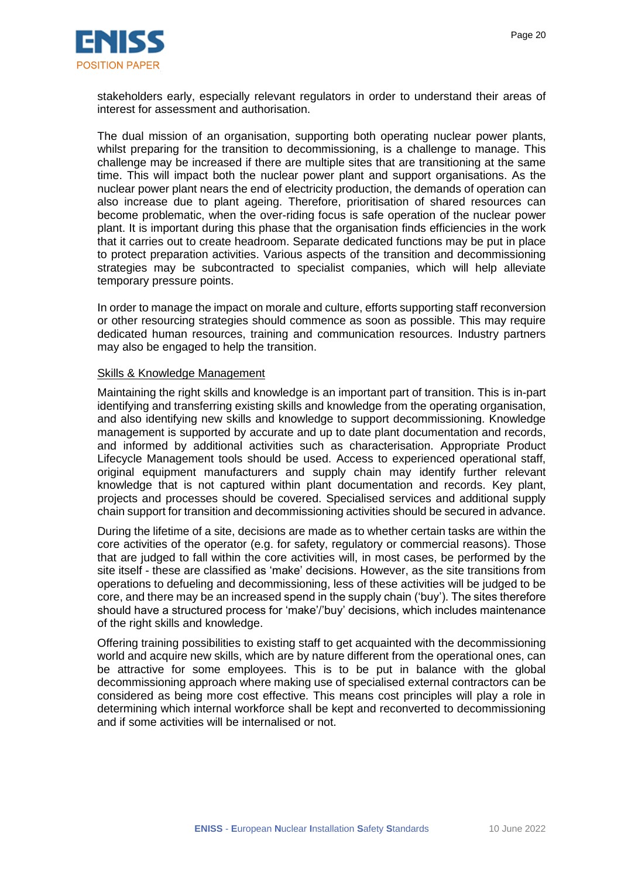stakeholders early, especially relevant regulators in order to understand their areas of interest for assessment and authorisation.

The dual mission of an organisation, supporting both operating nuclear power plants, whilst preparing for the transition to decommissioning, is a challenge to manage. This challenge may be increased if there are multiple sites that are transitioning at the same time. This will impact both the nuclear power plant and support organisations. As the nuclear power plant nears the end of electricity production, the demands of operation can also increase due to plant ageing. Therefore, prioritisation of shared resources can become problematic, when the over-riding focus is safe operation of the nuclear power plant. It is important during this phase that the organisation finds efficiencies in the work that it carries out to create headroom. Separate dedicated functions may be put in place to protect preparation activities. Various aspects of the transition and decommissioning strategies may be subcontracted to specialist companies, which will help alleviate temporary pressure points.

In order to manage the impact on morale and culture, efforts supporting staff reconversion or other resourcing strategies should commence as soon as possible. This may require dedicated human resources, training and communication resources. Industry partners may also be engaged to help the transition.

<u>Skills & Knowledge Management</u>

Maintaining the right skills and knowledge is an important part of transition. This is in-part identifying and transferring existing skills and knowledge from the operating organisation, and also identifying new skills and knowledge to support decommissioning. Knowledge management is supported by accurate and up to date plant documentation and records, and informed by additional activities such as characterisation. Appropriate Product Lifecycle Management tools should be used. Access to experienced operational staff, original equipment manufacturers and supply chain may identify further relevant knowledge that is not captured within plant documentation and records. Key plant, projects and processes should be covered. Specialised services and additional supply chain support for transition and decommissioning activities should be secured in advance.

During the lifetime of a site, decisions are made as to whether certain tasks are within the core activities of the operator (e.g. for safety, regulatory or commercial reasons). Those that are judged to fall within the core activities will, in most cases, be performed by the site itself - these are classified as 'make' decisions. However, as the site transitions from operations to defueling and decommissioning, less of these activities will be judged to be core, and there may be an increased spend in the supply chain ('buy'). The sites therefore should have a structured process for 'make'/'buy' decisions, which includes maintenance of the right skills and knowledge.

Offering training possibilities to existing staff to get acquainted with the decommissioning world and acquire new skills, which are by nature different from the operational ones, can be attractive for some employees. This is to be put in balance with the global decommissioning approach where making use of specialised external contractors can be considered as being more cost effective. This means cost principles will play a role in determining which internal workforce shall be kept and reconverted to decommissioning and if some activities will be internalised or not.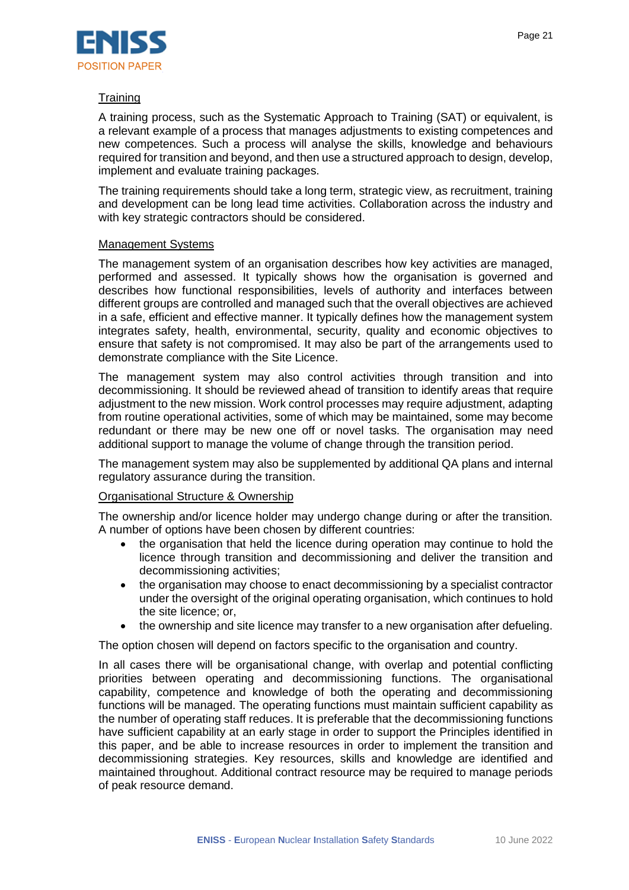Training

A training process, such as the Systematic Approach to Training (SAT) or equivalent, is a relevant example of a process that manages adjustments to existing competences and new competences. Such a process will analyse the skills, knowledge and behaviours required for transition and beyond, and then use a structured approach to design, develop, implement and evaluate training packages.

The training requirements should take a long term, strategic view, as recruitment, training and development can be long lead time activities. Collaboration across the industry and with key strategic contractors should be considered.

Management Systems

The management system of an organisation describes how key activities are managed, performed and assessed. It typically shows how the organisation is governed and describes how functional responsibilities, levels of authority and interfaces between different groups are controlled and managed such that the overall objectives are achieved in a safe, efficient and effective manner. It typically defines how the management system integrates safety, health, environmental, security, quality and economic objectives to ensure that safety is not compromised. It may also be part of the arrangements used to demonstrate compliance with the Site Licence.

The management system may also control activities through transition and into decommissioning. It should be reviewed ahead of transition to identify areas that require adjustment to the new mission. Work control processes may require adjustment, adapting from routine operational activities, some of which may be maintained, some may become redundant or there may be new one off or novel tasks. The organisation may need additional support to manage the volume of change through the transition period.

The management system may also be supplemented by additional QA plans and internal regulatory assurance during the transition.

Organisational Structure & Ownership

The ownership and/or licence holder may undergo change during or after the transition. A number of options have been chosen by different countries:

- the organisation that held the licence during operation may continue to hold the licence through transition and decommissioning and deliver the transition and decommissioning activities;
- the organisation may choose to enact decommissioning by a specialist contractor under the oversight of the original operating organisation, which continues to hold the site licence; or,
- the ownership and site licence may transfer to a new organisation after defueling.

The option chosen will depend on factors specific to the organisation and country.

In all cases there will be organisational change, with overlap and potential conflicting priorities between operating and decommissioning functions. The organisational capability, competence and knowledge of both the operating and decommissioning functions will be managed. The operating functions must maintain sufficient capability as the number of operating staff reduces. It is preferable that the decommissioning functions have sufficient capability at an early stage in order to support the Principles identified in this paper, and be able to increase resources in order to implement the transition and decommissioning strategies. Key resources, skills and knowledge are identified and maintained throughout. Additional contract resource may be required to manage periods of peak resource demand.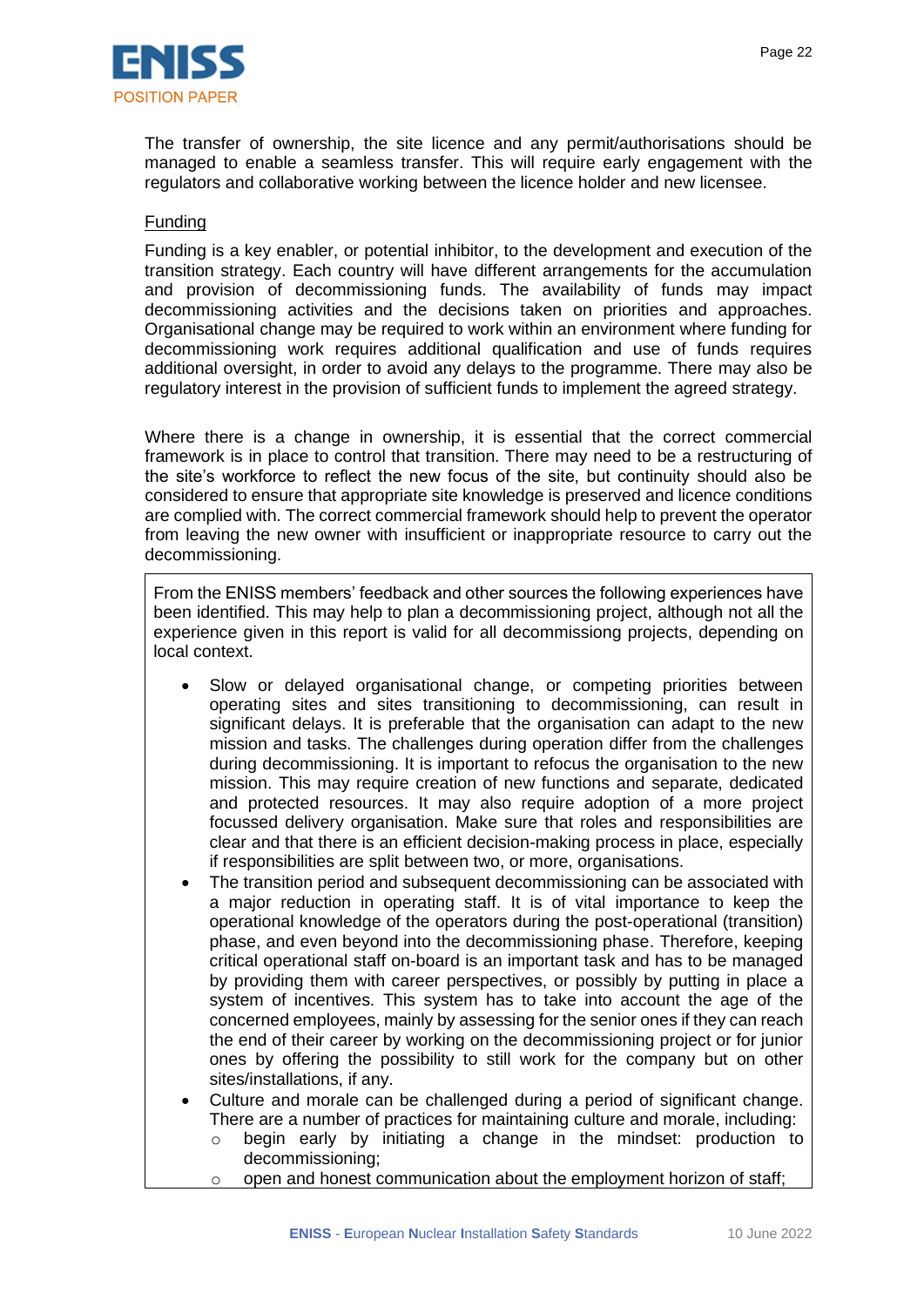The transfer of ownership, the site licence and any permit/authorisations should be managed to enable a seamless transfer. This will require early engagement with the regulators and collaborative working between the licence holder and new licensee.

Funding

Funding is a key enabler, or potential inhibitor, to the development and execution of the transition strategy. Each country will have different arrangements for the accumulation and provision of decommissioning funds. The availability of funds may impact decommissioning activities and the decisions taken on priorities and approaches. Organisational change may be required to work within an environment where funding for decommissioning work requires additional qualification and use of funds requires additional oversight, in order to avoid any delays to the programme. There may also be regulatory interest in the provision of sufficient funds to implement the agreed strategy.

Where there is a change in ownership, it is essential that the correct commercial framework is in place to control that transition. There may need to be a restructuring of the site's workforce to reflect the new focus of the site, but continuity should also be considered to ensure that appropriate site knowledge is preserved and licence conditions are complied with. The correct commercial framework should help to prevent the operator from leaving the new owner with insufficient or inappropriate resource to carry out the decommissioning.

From the ENISS members' feedback and other sources the following experiences have been identified. This may help to plan a decommissioning project, although not all the experience given in this report is valid for all decommissiong projects, depending on local context.

- Slow or delayed organisational change, or competing priorities between operating sites and sites transitioning to decommissioning, can result in significant delays. It is preferable that the organisation can adapt to the new mission and tasks. The challenges during operation differ from the challenges during decommissioning. It is important to refocus the organisation to the new mission. This may require creation of new functions and separate, dedicated and protected resources. It may also require adoption of a more project focussed delivery organisation. Make sure that roles and responsibilities are clear and that there is an efficient decision-making process in place, especially if responsibilities are split between two, or more, organisations.
- The transition period and subsequent decommissioning can be associated with a major reduction in operating staff. It is of vital importance to keep the operational knowledge of the operators during the post-operational (transition) phase, and even beyond into the decommissioning phase. Therefore, keeping critical operational staff on-board is an important task and has to be managed by providing them with career perspectives, or possibly by putting in place a system of incentives. This system has to take into account the age of the concerned employees, mainly by assessing for the senior ones if they can reach the end of their career by working on the decommissioning project or for junior ones by offering the possibility to still work for the company but on other sites/installations, if any.
- Culture and morale can be challenged during a period of significant change. There are a number of practices for maintaining culture and morale, including:
  - begin early by initiating a change in the mindset: production to decommissioning;
  - open and honest communication about the employment horizon of staff;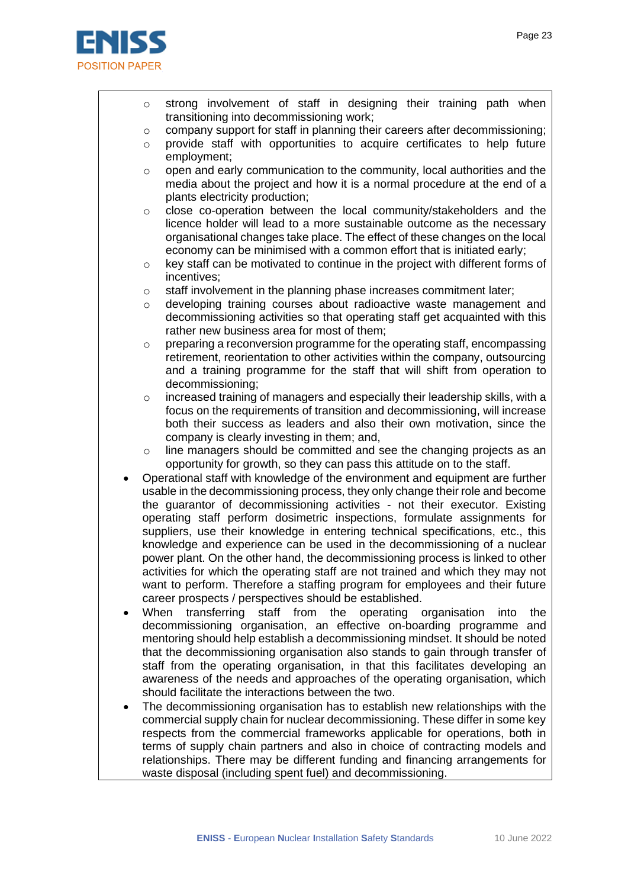- strong involvement of staff in designing their training path when transitioning into decommissioning work;
  - company support for staff in planning their careers after decommissioning;
  - provide staff with opportunities to acquire certificates to help future employment;
  - open and early communication to the community, local authorities and the media about the project and how it is a normal procedure at the end of a plants electricity production;
  - close co-operation between the local community/stakeholders and the licence holder will lead to a more sustainable outcome as the necessary organisational changes take place. The effect of these changes on the local economy can be minimised with a common effort that is initiated early;
  - key staff can be motivated to continue in the project with different forms of incentives;
  - staff involvement in the planning phase increases commitment later;
  - developing training courses about radioactive waste management and decommissioning activities so that operating staff get acquainted with this rather new business area for most of them;
  - preparing a reconversion programme for the operating staff, encompassing retirement, reorientation to other activities within the company, outsourcing and a training programme for the staff that will shift from operation to decommissioning;
  - increased training of managers and especially their leadership skills, with a focus on the requirements of transition and decommissioning, will increase both their success as leaders and also their own motivation, since the company is clearly investing in them; and,
  - line managers should be committed and see the changing projects as an opportunity for growth, so they can pass this attitude on to the staff.
- Operational staff with knowledge of the environment and equipment are further usable in the decommissioning process, they only change their role and become the guarantor of decommissioning activities - not their executor. Existing operating staff perform dosimetric inspections, formulate assignments for suppliers, use their knowledge in entering technical specifications, etc., this knowledge and experience can be used in the decommissioning of a nuclear power plant. On the other hand, the decommissioning process is linked to other activities for which the operating staff are not trained and which they may not want to perform. Therefore a staffing program for employees and their future career prospects / perspectives should be established.
- When transferring staff from the operating organisation into the decommissioning organisation, an effective on-boarding programme and mentoring should help establish a decommissioning mindset. It should be noted that the decommissioning organisation also stands to gain through transfer of staff from the operating organisation, in that this facilitates developing an awareness of the needs and approaches of the operating organisation, which should facilitate the interactions between the two.
- The decommissioning organisation has to establish new relationships with the commercial supply chain for nuclear decommissioning. These differ in some key respects from the commercial frameworks applicable for operations, both in terms of supply chain partners and also in choice of contracting models and relationships. There may be different funding and financing arrangements for waste disposal (including spent fuel) and decommissioning.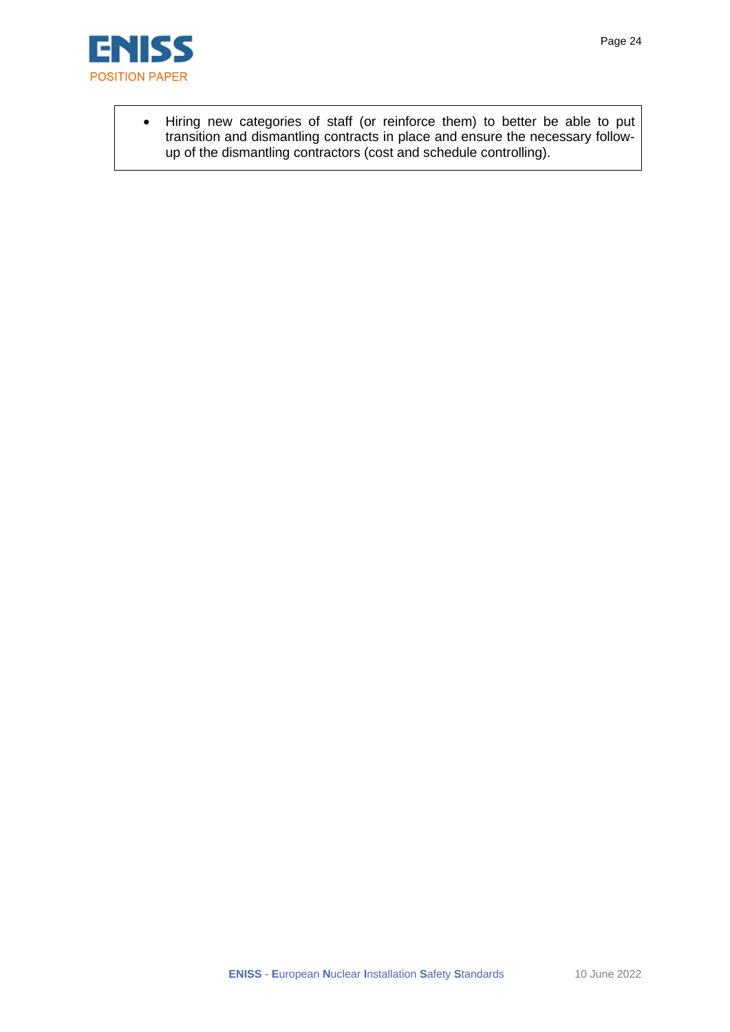- Hiring new categories of staff (or reinforce them) to better be able to put transition and dismantling contracts in place and ensure the necessary follow-up of the dismantling contractors (cost and schedule controlling).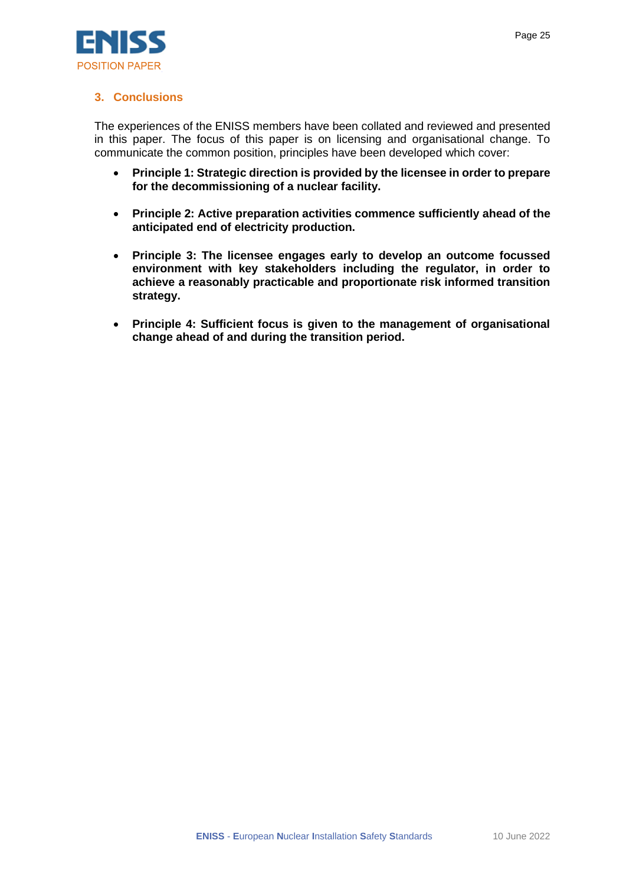## 3. Conclusions

The experiences of the ENISS members have been collated and reviewed and presented in this paper. The focus of this paper is on licensing and organisational change. To communicate the common position, principles have been developed which cover:

- **Principle 1: Strategic direction is provided by the licensee in order to prepare for the decommissioning of a nuclear facility.**

- **Principle 2: Active preparation activities commence sufficiently ahead of the anticipated end of electricity production.**

- **Principle 3: The licensee engages early to develop an outcome focussed environment with key stakeholders including the regulator, in order to achieve a reasonably practicable and proportionate risk informed transition strategy.**

- **Principle 4: Sufficient focus is given to the management of organisational change ahead of and during the transition period.**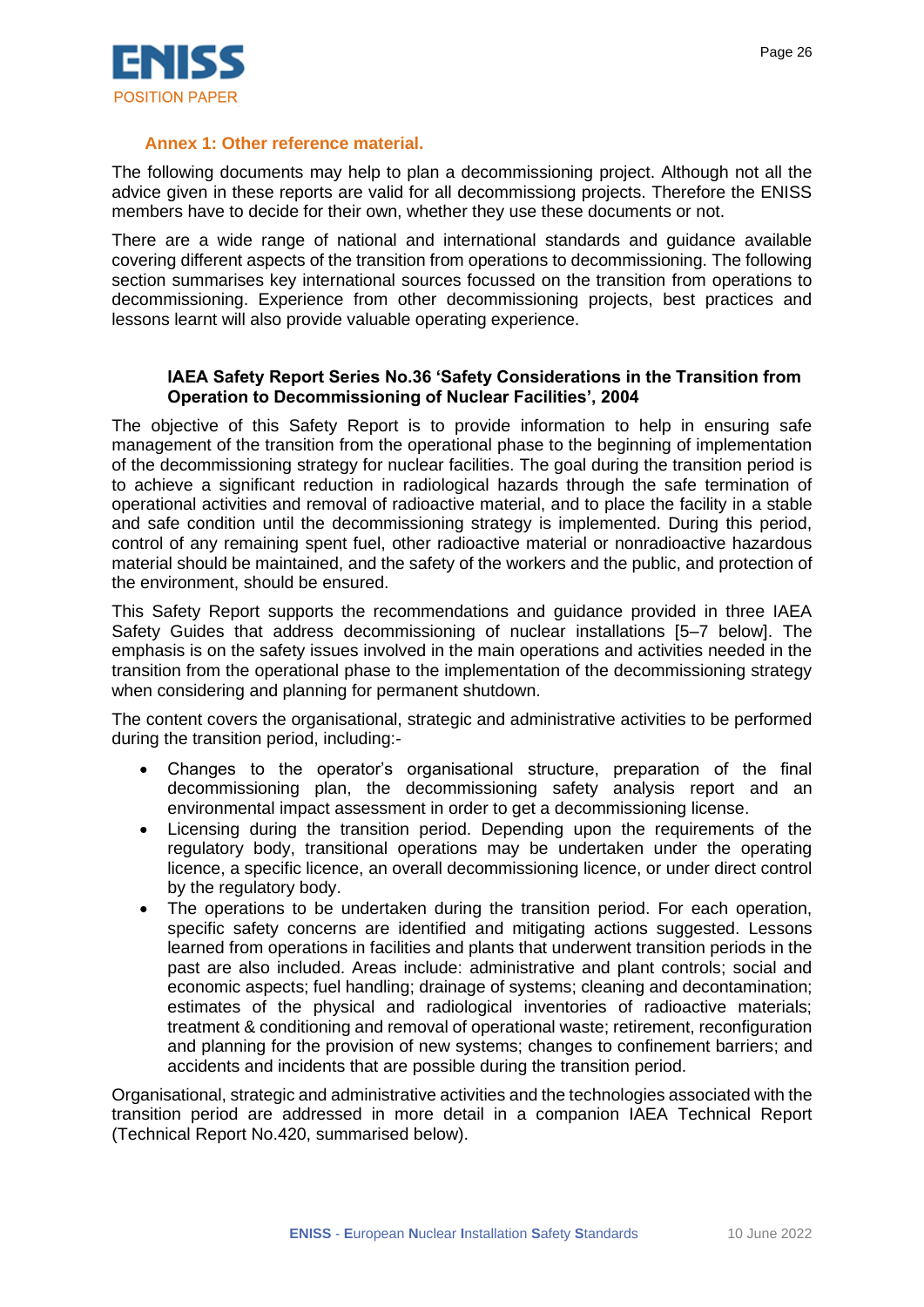## Annex 1: Other reference material.

The following documents may help to plan a decommissioning project. Although not all the advice given in these reports are valid for all decommissiong projects. Therefore the ENISS members have to decide for their own, whether they use these documents or not.

There are a wide range of national and international standards and guidance available covering different aspects of the transition from operations to decommissioning. The following section summarises key international sources focussed on the transition from operations to decommissioning. Experience from other decommissioning projects, best practices and lessons learnt will also provide valuable operating experience.

### IAEA Safety Report Series No.36 'Safety Considerations in the Transition from Operation to Decommissioning of Nuclear Facilities', 2004

The objective of this Safety Report is to provide information to help in ensuring safe management of the transition from the operational phase to the beginning of implementation of the decommissioning strategy for nuclear facilities. The goal during the transition period is to achieve a significant reduction in radiological hazards through the safe termination of operational activities and removal of radioactive material, and to place the facility in a stable and safe condition until the decommissioning strategy is implemented. During this period, control of any remaining spent fuel, other radioactive material or nonradioactive hazardous material should be maintained, and the safety of the workers and the public, and protection of the environment, should be ensured.

This Safety Report supports the recommendations and guidance provided in three IAEA Safety Guides that address decommissioning of nuclear installations [5–7 below]. The emphasis is on the safety issues involved in the main operations and activities needed in the transition from the operational phase to the implementation of the decommissioning strategy when considering and planning for permanent shutdown.

The content covers the organisational, strategic and administrative activities to be performed during the transition period, including:-

- Changes to the operator's organisational structure, preparation of the final decommissioning plan, the decommissioning safety analysis report and an environmental impact assessment in order to get a decommissioning license.
- Licensing during the transition period. Depending upon the requirements of the regulatory body, transitional operations may be undertaken under the operating licence, a specific licence, an overall decommissioning licence, or under direct control by the regulatory body.
- The operations to be undertaken during the transition period. For each operation, specific safety concerns are identified and mitigating actions suggested. Lessons learned from operations in facilities and plants that underwent transition periods in the past are also included. Areas include: administrative and plant controls; social and economic aspects; fuel handling; drainage of systems; cleaning and decontamination; estimates of the physical and radiological inventories of radioactive materials; treatment & conditioning and removal of operational waste; retirement, reconfiguration and planning for the provision of new systems; changes to confinement barriers; and accidents and incidents that are possible during the transition period.

Organisational, strategic and administrative activities and the technologies associated with the transition period are addressed in more detail in a companion IAEA Technical Report (Technical Report No.420, summarised below).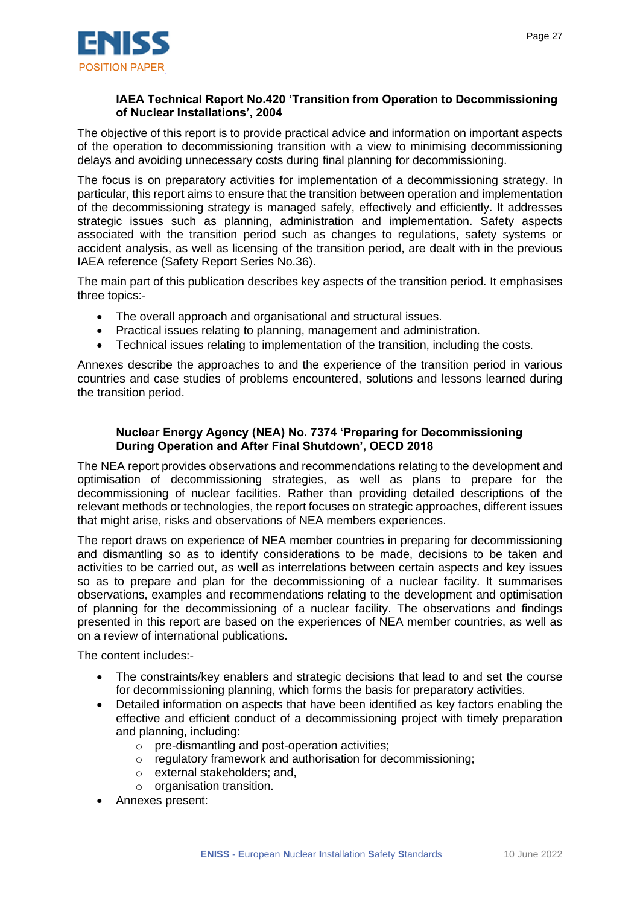**IAEA Technical Report No.420 'Transition from Operation to Decommissioning of Nuclear Installations', 2004**

The objective of this report is to provide practical advice and information on important aspects of the operation to decommissioning transition with a view to minimising decommissioning delays and avoiding unnecessary costs during final planning for decommissioning.

The focus is on preparatory activities for implementation of a decommissioning strategy. In particular, this report aims to ensure that the transition between operation and implementation of the decommissioning strategy is managed safely, effectively and efficiently. It addresses strategic issues such as planning, administration and implementation. Safety aspects associated with the transition period such as changes to regulations, safety systems or accident analysis, as well as licensing of the transition period, are dealt with in the previous IAEA reference (Safety Report Series No.36).

The main part of this publication describes key aspects of the transition period. It emphasises three topics:-

- The overall approach and organisational and structural issues.
- Practical issues relating to planning, management and administration.
- Technical issues relating to implementation of the transition, including the costs.

Annexes describe the approaches to and the experience of the transition period in various countries and case studies of problems encountered, solutions and lessons learned during the transition period.

**Nuclear Energy Agency (NEA) No. 7374 'Preparing for Decommissioning During Operation and After Final Shutdown', OECD 2018**

The NEA report provides observations and recommendations relating to the development and optimisation of decommissioning strategies, as well as plans to prepare for the decommissioning of nuclear facilities. Rather than providing detailed descriptions of the relevant methods or technologies, the report focuses on strategic approaches, different issues that might arise, risks and observations of NEA members experiences.

The report draws on experience of NEA member countries in preparing for decommissioning and dismantling so as to identify considerations to be made, decisions to be taken and activities to be carried out, as well as interrelations between certain aspects and key issues so as to prepare and plan for the decommissioning of a nuclear facility. It summarises observations, examples and recommendations relating to the development and optimisation of planning for the decommissioning of a nuclear facility. The observations and findings presented in this report are based on the experiences of NEA member countries, as well as on a review of international publications.

The content includes:-

- The constraints/key enablers and strategic decisions that lead to and set the course for decommissioning planning, which forms the basis for preparatory activities.
- Detailed information on aspects that have been identified as key factors enabling the effective and efficient conduct of a decommissioning project with timely preparation and planning, including:
    - pre-dismantling and post-operation activities;
    - regulatory framework and authorisation for decommissioning;
    - external stakeholders; and,
    - organisation transition.
- Annexes present: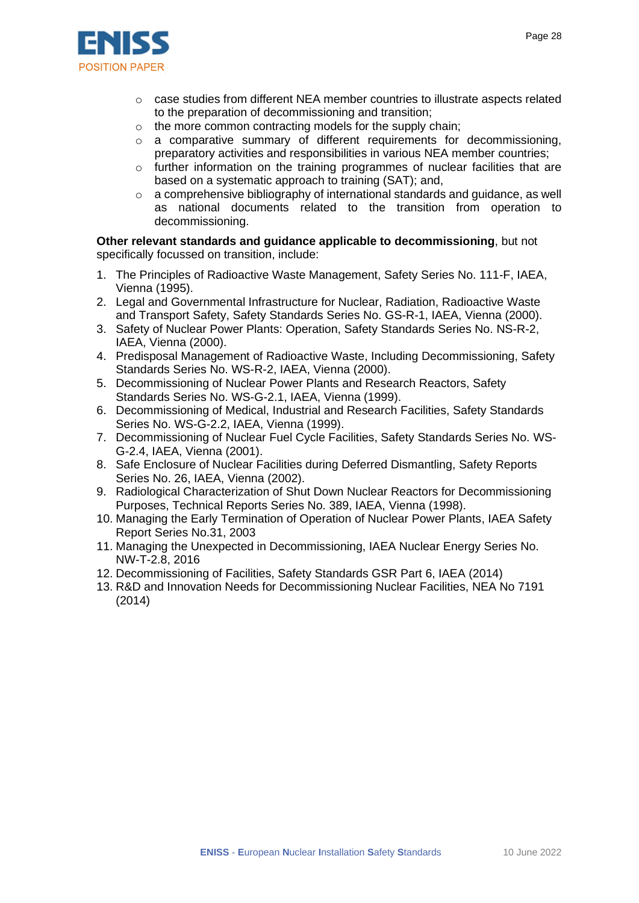- case studies from different NEA member countries to illustrate aspects related to the preparation of decommissioning and transition;
- the more common contracting models for the supply chain;
- a comparative summary of different requirements for decommissioning, preparatory activities and responsibilities in various NEA member countries;
- further information on the training programmes of nuclear facilities that are based on a systematic approach to training (SAT); and,
- a comprehensive bibliography of international standards and guidance, as well as national documents related to the transition from operation to decommissioning.

**Other relevant standards and guidance applicable to decommissioning**, but not specifically focussed on transition, include:

1. The Principles of Radioactive Waste Management, Safety Series No. 111-F, IAEA, Vienna (1995).
2. Legal and Governmental Infrastructure for Nuclear, Radiation, Radioactive Waste and Transport Safety, Safety Standards Series No. GS-R-1, IAEA, Vienna (2000).
3. Safety of Nuclear Power Plants: Operation, Safety Standards Series No. NS-R-2, IAEA, Vienna (2000).
4. Predisposal Management of Radioactive Waste, Including Decommissioning, Safety Standards Series No. WS-R-2, IAEA, Vienna (2000).
5. Decommissioning of Nuclear Power Plants and Research Reactors, Safety Standards Series No. WS-G-2.1, IAEA, Vienna (1999).
6. Decommissioning of Medical, Industrial and Research Facilities, Safety Standards Series No. WS-G-2.2, IAEA, Vienna (1999).
7. Decommissioning of Nuclear Fuel Cycle Facilities, Safety Standards Series No. WS-G-2.4, IAEA, Vienna (2001).
8. Safe Enclosure of Nuclear Facilities during Deferred Dismantling, Safety Reports Series No. 26, IAEA, Vienna (2002).
9. Radiological Characterization of Shut Down Nuclear Reactors for Decommissioning Purposes, Technical Reports Series No. 389, IAEA, Vienna (1998).
10. Managing the Early Termination of Operation of Nuclear Power Plants, IAEA Safety Report Series No.31, 2003
11. Managing the Unexpected in Decommissioning, IAEA Nuclear Energy Series No. NW-T-2.8, 2016
12. Decommissioning of Facilities, Safety Standards GSR Part 6, IAEA (2014)
13. R&D and Innovation Needs for Decommissioning Nuclear Facilities, NEA No 7191 (2014)